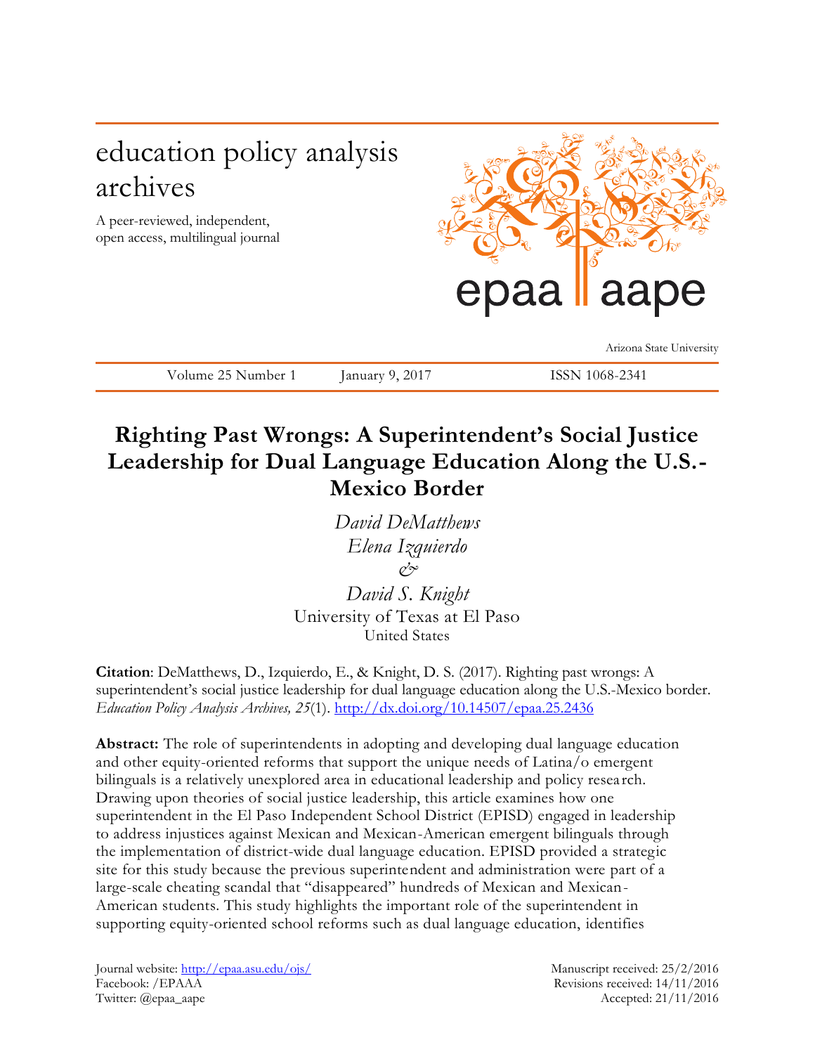# education policy analysis archives

A peer-reviewed, independent, open access, multilingual journal

epaa | aape

Arizona State University

Volume 25 Number 1 January 9, 2017 ISSN 1068-2341

## Righting Past Wrongs: A Superintendent's Social Justice Leadership for Dual Language Education Along the U.S.-Mexico Border

*David DeMatthews*
*Elena Izquierdo*
*&*
*David S. Knight*
University of Texas at El Paso
United States

**Citation**: DeMatthews, D., Izquierdo, E., & Knight, D. S. (2017). Righting past wrongs: A superintendent's social justice leadership for dual language education along the U.S.-Mexico border. *Education Policy Analysis Archives, 25*(1). http://dx.doi.org/10.14507/epaa.25.2436

**Abstract:** The role of superintendents in adopting and developing dual language education and other equity-oriented reforms that support the unique needs of Latina/o emergent bilinguals is a relatively unexplored area in educational leadership and policy research. Drawing upon theories of social justice leadership, this article examines how one superintendent in the El Paso Independent School District (EPISD) engaged in leadership to address injustices against Mexican and Mexican-American emergent bilinguals through the implementation of district-wide dual language education. EPISD provided a strategic site for this study because the previous superintendent and administration were part of a large-scale cheating scandal that "disappeared" hundreds of Mexican and Mexican-American students. This study highlights the important role of the superintendent in supporting equity-oriented school reforms such as dual language education, identifies

Journal website: http://epaa.asu.edu/ojs/
Facebook: /EPAAA
Twitter: @epaa_aape

Manuscript received: 25/2/2016
Revisions received: 14/11/2016
Accepted: 21/11/2016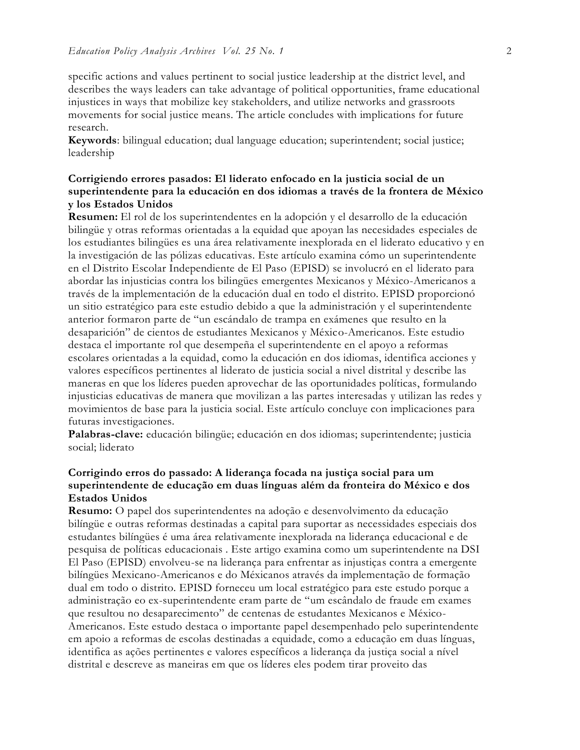specific actions and values pertinent to social justice leadership at the district level, and describes the ways leaders can take advantage of political opportunities, frame educational injustices in ways that mobilize key stakeholders, and utilize networks and grassroots movements for social justice means. The article concludes with implications for future research.
**Keywords**: bilingual education; dual language education; superintendent; social justice; leadership

**Corrigiendo errores pasados: El liderato enfocado en la justicia social de un superintendente para la educación en dos idiomas a través de la frontera de México y los Estados Unidos**
**Resumen:** El rol de los superintendentes en la adopción y el desarrollo de la educación bilingüe y otras reformas orientadas a la equidad que apoyan las necesidades especiales de los estudiantes bilingües es una área relativamente inexplorada en el liderato educativo y en la investigación de las pólizas educativas. Este artículo examina cómo un superintendente en el Distrito Escolar Independiente de El Paso (EPISD) se involucró en el liderato para abordar las injusticias contra los bilingües emergentes Mexicanos y México-Americanos a través de la implementación de la educación dual en todo el distrito. EPISD proporcionó un sitio estratégico para este estudio debido a que la administración y el superintendente anterior formaron parte de "un escándalo de trampa en exámenes que resulto en la desaparición" de cientos de estudiantes Mexicanos y México-Americanos. Este estudio destaca el importante rol que desempeña el superintendente en el apoyo a reformas escolares orientadas a la equidad, como la educación en dos idiomas, identifica acciones y valores específicos pertinentes al liderato de justicia social a nivel distrital y describe las maneras en que los líderes pueden aprovechar de las oportunidades políticas, formulando injusticias educativas de manera que movilizan a las partes interesadas y utilizan las redes y movimientos de base para la justicia social. Este artículo concluye con implicaciones para futuras investigaciones.
**Palabras-clave:** educación bilingüe; educación en dos idiomas; superintendente; justicia social; liderato

**Corrigindo erros do passado: A liderança focada na justiça social para um superintendente de educação em duas línguas além da fronteira do México e dos Estados Unidos**
**Resumo:** O papel dos superintendentes na adoção e desenvolvimento da educação bilíngüe e outras reformas destinadas a capital para suportar as necessidades especiais dos estudantes bilíngües é uma área relativamente inexplorada na liderança educacional e de pesquisa de políticas educacionais . Este artigo examina como um superintendente na DSI El Paso (EPISD) envolveu-se na liderança para enfrentar as injustiças contra a emergente bilíngües Mexicano-Americanos e do Méxicanos através da implementação de formação dual em todo o distrito. EPISD forneceu um local estratégico para este estudo porque a administração eo ex-superintendente eram parte de "um escândalo de fraude em exames que resultou no desaparecimento" de centenas de estudantes Mexicanos e México-Americanos. Este estudo destaca o importante papel desempenhado pelo superintendente em apoio a reformas de escolas destinadas a equidade, como a educação em duas línguas, identifica as ações pertinentes e valores específicos a liderança da justiça social a nível distrital e descreve as maneiras em que os líderes eles podem tirar proveito das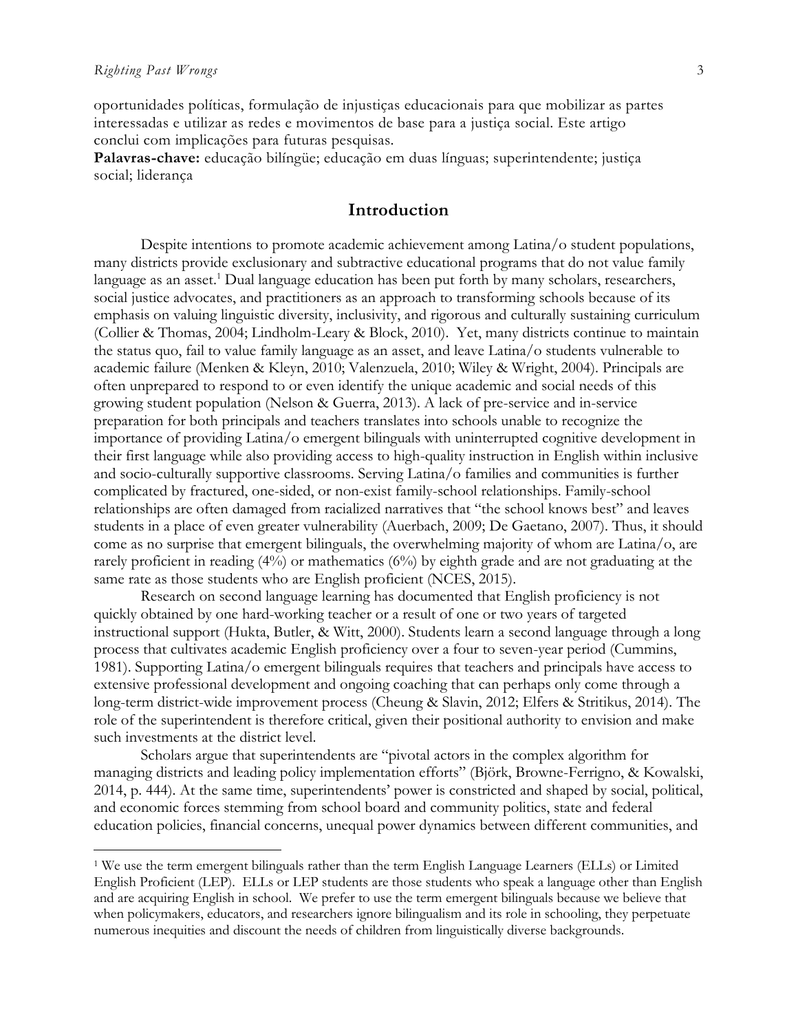oportunidades políticas, formulação de injustiças educacionais para que mobilizar as partes interessadas e utilizar as redes e movimentos de base para a justiça social. Este artigo conclui com implicações para futuras pesquisas.

**Palavras-chave:** educação bilíngüe; educação em duas línguas; superintendente; justiça social; liderança

## Introduction

Despite intentions to promote academic achievement among Latina/o student populations, many districts provide exclusionary and subtractive educational programs that do not value family language as an asset.[1] Dual language education has been put forth by many scholars, researchers, social justice advocates, and practitioners as an approach to transforming schools because of its emphasis on valuing linguistic diversity, inclusivity, and rigorous and culturally sustaining curriculum (Collier & Thomas, 2004; Lindholm-Leary & Block, 2010). Yet, many districts continue to maintain the status quo, fail to value family language as an asset, and leave Latina/o students vulnerable to academic failure (Menken & Kleyn, 2010; Valenzuela, 2010; Wiley & Wright, 2004). Principals are often unprepared to respond to or even identify the unique academic and social needs of this growing student population (Nelson & Guerra, 2013). A lack of pre-service and in-service preparation for both principals and teachers translates into schools unable to recognize the importance of providing Latina/o emergent bilinguals with uninterrupted cognitive development in their first language while also providing access to high-quality instruction in English within inclusive and socio-culturally supportive classrooms. Serving Latina/o families and communities is further complicated by fractured, one-sided, or non-exist family-school relationships. Family-school relationships are often damaged from racialized narratives that "the school knows best" and leaves students in a place of even greater vulnerability (Auerbach, 2009; De Gaetano, 2007). Thus, it should come as no surprise that emergent bilinguals, the overwhelming majority of whom are Latina/o, are rarely proficient in reading (4%) or mathematics (6%) by eighth grade and are not graduating at the same rate as those students who are English proficient (NCES, 2015).

Research on second language learning has documented that English proficiency is not quickly obtained by one hard-working teacher or a result of one or two years of targeted instructional support (Hukta, Butler, & Witt, 2000). Students learn a second language through a long process that cultivates academic English proficiency over a four to seven-year period (Cummins, 1981). Supporting Latina/o emergent bilinguals requires that teachers and principals have access to extensive professional development and ongoing coaching that can perhaps only come through a long-term district-wide improvement process (Cheung & Slavin, 2012; Elfers & Stritikus, 2014). The role of the superintendent is therefore critical, given their positional authority to envision and make such investments at the district level.

Scholars argue that superintendents are "pivotal actors in the complex algorithm for managing districts and leading policy implementation efforts" (Björk, Browne-Ferrigno, & Kowalski, 2014, p. 444). At the same time, superintendents' power is constricted and shaped by social, political, and economic forces stemming from school board and community politics, state and federal education policies, financial concerns, unequal power dynamics between different communities, and

---

[1] We use the term emergent bilinguals rather than the term English Language Learners (ELLs) or Limited English Proficient (LEP). ELLs or LEP students are those students who speak a language other than English and are acquiring English in school. We prefer to use the term emergent bilinguals because we believe that when policymakers, educators, and researchers ignore bilingualism and its role in schooling, they perpetuate numerous inequities and discount the needs of children from linguistically diverse backgrounds.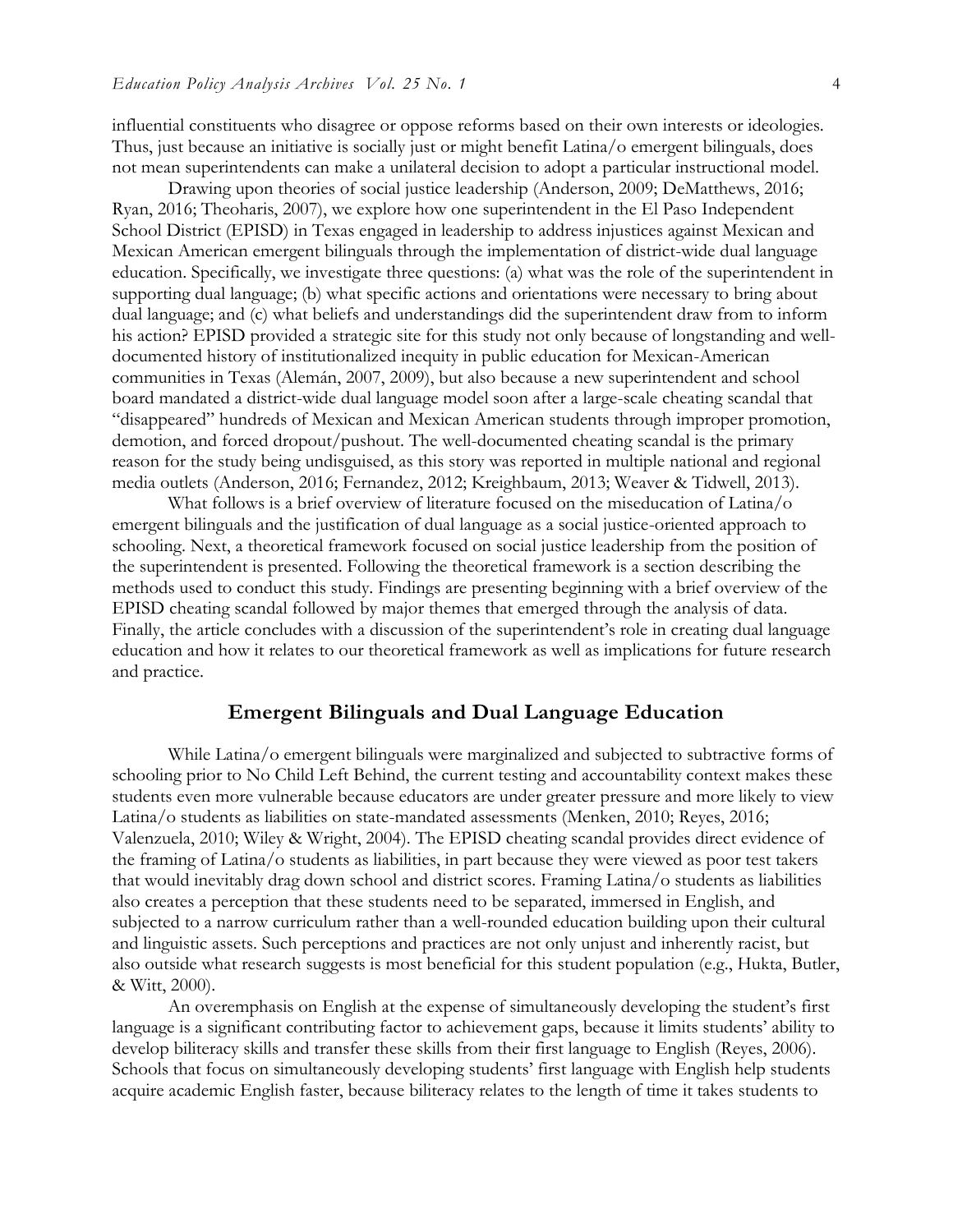influential constituents who disagree or oppose reforms based on their own interests or ideologies. Thus, just because an initiative is socially just or might benefit Latina/o emergent bilinguals, does not mean superintendents can make a unilateral decision to adopt a particular instructional model.

Drawing upon theories of social justice leadership (Anderson, 2009; DeMatthews, 2016; Ryan, 2016; Theoharis, 2007), we explore how one superintendent in the El Paso Independent School District (EPISD) in Texas engaged in leadership to address injustices against Mexican and Mexican American emergent bilinguals through the implementation of district-wide dual language education. Specifically, we investigate three questions: (a) what was the role of the superintendent in supporting dual language; (b) what specific actions and orientations were necessary to bring about dual language; and (c) what beliefs and understandings did the superintendent draw from to inform his action? EPISD provided a strategic site for this study not only because of longstanding and well-documented history of institutionalized inequity in public education for Mexican-American communities in Texas (Alemán, 2007, 2009), but also because a new superintendent and school board mandated a district-wide dual language model soon after a large-scale cheating scandal that "disappeared" hundreds of Mexican and Mexican American students through improper promotion, demotion, and forced dropout/pushout. The well-documented cheating scandal is the primary reason for the study being undisguised, as this story was reported in multiple national and regional media outlets (Anderson, 2016; Fernandez, 2012; Kreighbaum, 2013; Weaver & Tidwell, 2013).

What follows is a brief overview of literature focused on the miseducation of Latina/o emergent bilinguals and the justification of dual language as a social justice-oriented approach to schooling. Next, a theoretical framework focused on social justice leadership from the position of the superintendent is presented. Following the theoretical framework is a section describing the methods used to conduct this study. Findings are presenting beginning with a brief overview of the EPISD cheating scandal followed by major themes that emerged through the analysis of data. Finally, the article concludes with a discussion of the superintendent's role in creating dual language education and how it relates to our theoretical framework as well as implications for future research and practice.

## Emergent Bilinguals and Dual Language Education

While Latina/o emergent bilinguals were marginalized and subjected to subtractive forms of schooling prior to No Child Left Behind, the current testing and accountability context makes these students even more vulnerable because educators are under greater pressure and more likely to view Latina/o students as liabilities on state-mandated assessments (Menken, 2010; Reyes, 2016; Valenzuela, 2010; Wiley & Wright, 2004). The EPISD cheating scandal provides direct evidence of the framing of Latina/o students as liabilities, in part because they were viewed as poor test takers that would inevitably drag down school and district scores. Framing Latina/o students as liabilities also creates a perception that these students need to be separated, immersed in English, and subjected to a narrow curriculum rather than a well-rounded education building upon their cultural and linguistic assets. Such perceptions and practices are not only unjust and inherently racist, but also outside what research suggests is most beneficial for this student population (e.g., Hukta, Butler, & Witt, 2000).

An overemphasis on English at the expense of simultaneously developing the student's first language is a significant contributing factor to achievement gaps, because it limits students' ability to develop biliteracy skills and transfer these skills from their first language to English (Reyes, 2006). Schools that focus on simultaneously developing students' first language with English help students acquire academic English faster, because biliteracy relates to the length of time it takes students to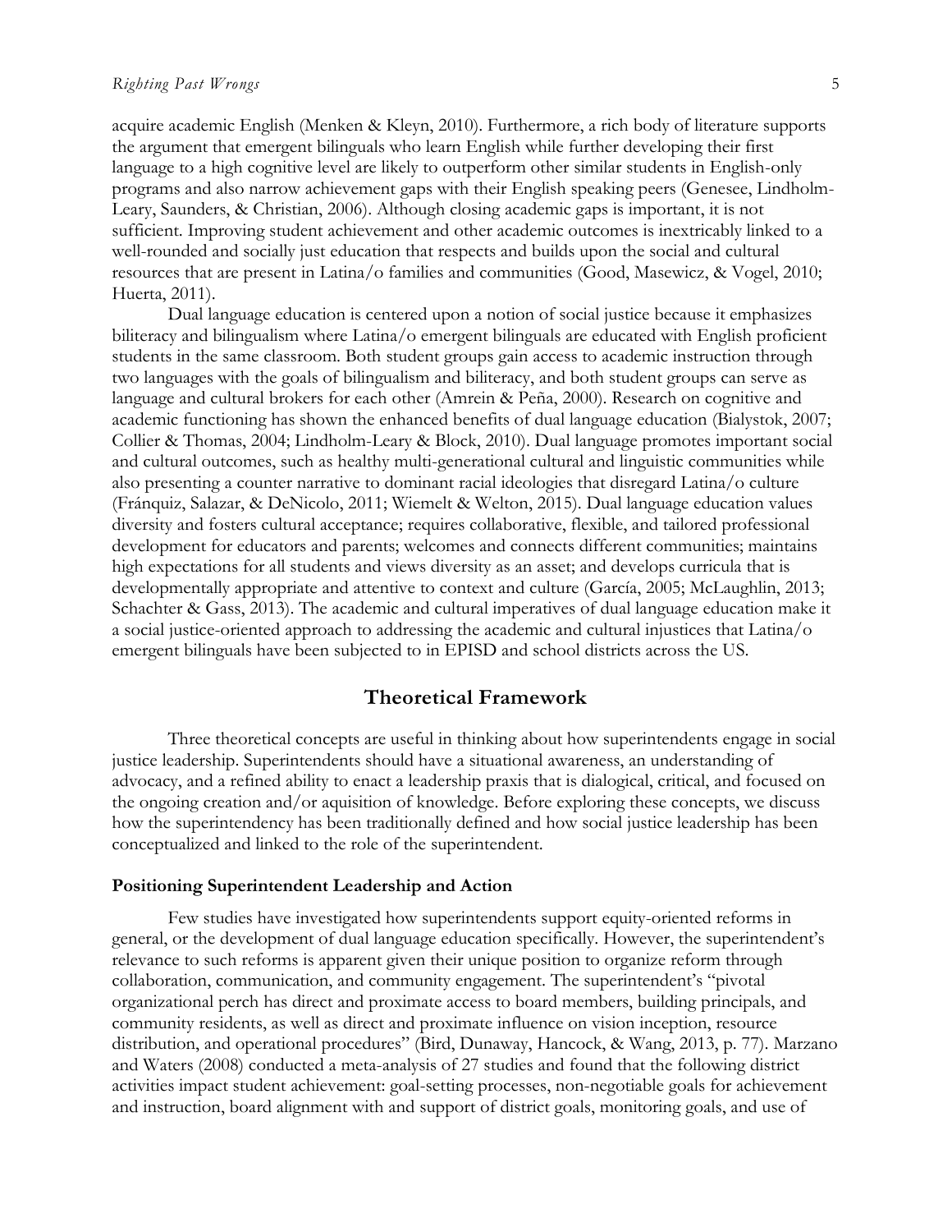acquire academic English (Menken & Kleyn, 2010). Furthermore, a rich body of literature supports the argument that emergent bilinguals who learn English while further developing their first language to a high cognitive level are likely to outperform other similar students in English-only programs and also narrow achievement gaps with their English speaking peers (Genesee, Lindholm-Leary, Saunders, & Christian, 2006). Although closing academic gaps is important, it is not sufficient. Improving student achievement and other academic outcomes is inextricably linked to a well-rounded and socially just education that respects and builds upon the social and cultural resources that are present in Latina/o families and communities (Good, Masewicz, & Vogel, 2010; Huerta, 2011).

Dual language education is centered upon a notion of social justice because it emphasizes biliteracy and bilingualism where Latina/o emergent bilinguals are educated with English proficient students in the same classroom. Both student groups gain access to academic instruction through two languages with the goals of bilingualism and biliteracy, and both student groups can serve as language and cultural brokers for each other (Amrein & Peña, 2000). Research on cognitive and academic functioning has shown the enhanced benefits of dual language education (Bialystok, 2007; Collier & Thomas, 2004; Lindholm-Leary & Block, 2010). Dual language promotes important social and cultural outcomes, such as healthy multi-generational cultural and linguistic communities while also presenting a counter narrative to dominant racial ideologies that disregard Latina/o culture (Fránquiz, Salazar, & DeNicolo, 2011; Wiemelt & Welton, 2015). Dual language education values diversity and fosters cultural acceptance; requires collaborative, flexible, and tailored professional development for educators and parents; welcomes and connects different communities; maintains high expectations for all students and views diversity as an asset; and develops curricula that is developmentally appropriate and attentive to context and culture (García, 2005; McLaughlin, 2013; Schachter & Gass, 2013). The academic and cultural imperatives of dual language education make it a social justice-oriented approach to addressing the academic and cultural injustices that Latina/o emergent bilinguals have been subjected to in EPISD and school districts across the US.

## Theoretical Framework

Three theoretical concepts are useful in thinking about how superintendents engage in social justice leadership. Superintendents should have a situational awareness, an understanding of advocacy, and a refined ability to enact a leadership praxis that is dialogical, critical, and focused on the ongoing creation and/or aquisition of knowledge. Before exploring these concepts, we discuss how the superintendency has been traditionally defined and how social justice leadership has been conceptualized and linked to the role of the superintendent.

### Positioning Superintendent Leadership and Action

Few studies have investigated how superintendents support equity-oriented reforms in general, or the development of dual language education specifically. However, the superintendent's relevance to such reforms is apparent given their unique position to organize reform through collaboration, communication, and community engagement. The superintendent's "pivotal organizational perch has direct and proximate access to board members, building principals, and community residents, as well as direct and proximate influence on vision inception, resource distribution, and operational procedures" (Bird, Dunaway, Hancock, & Wang, 2013, p. 77). Marzano and Waters (2008) conducted a meta-analysis of 27 studies and found that the following district activities impact student achievement: goal-setting processes, non-negotiable goals for achievement and instruction, board alignment with and support of district goals, monitoring goals, and use of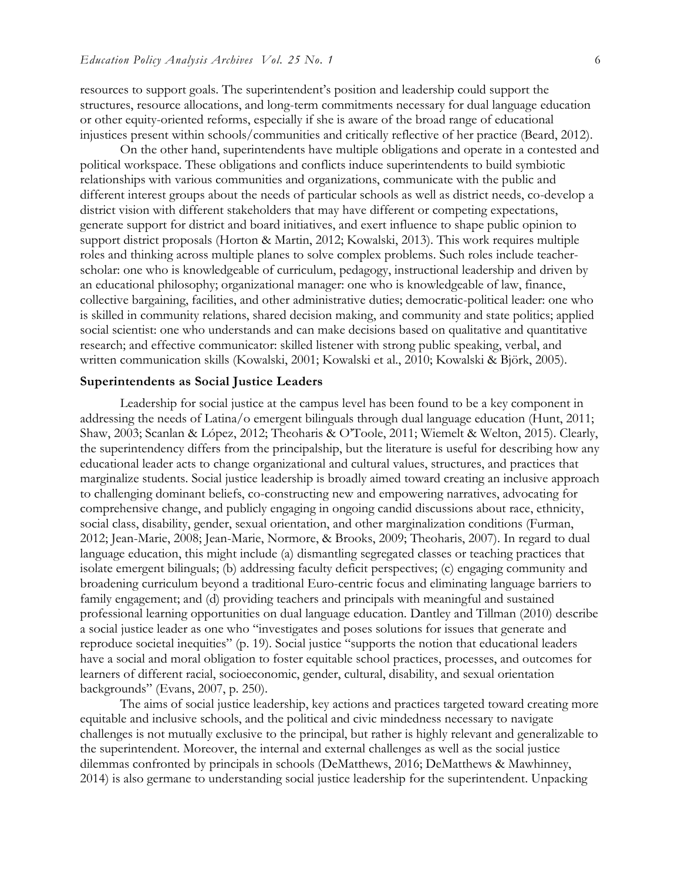resources to support goals. The superintendent's position and leadership could support the structures, resource allocations, and long-term commitments necessary for dual language education or other equity-oriented reforms, especially if she is aware of the broad range of educational injustices present within schools/communities and critically reflective of her practice (Beard, 2012).

On the other hand, superintendents have multiple obligations and operate in a contested and political workspace. These obligations and conflicts induce superintendents to build symbiotic relationships with various communities and organizations, communicate with the public and different interest groups about the needs of particular schools as well as district needs, co-develop a district vision with different stakeholders that may have different or competing expectations, generate support for district and board initiatives, and exert influence to shape public opinion to support district proposals (Horton & Martin, 2012; Kowalski, 2013). This work requires multiple roles and thinking across multiple planes to solve complex problems. Such roles include teacher-scholar: one who is knowledgeable of curriculum, pedagogy, instructional leadership and driven by an educational philosophy; organizational manager: one who is knowledgeable of law, finance, collective bargaining, facilities, and other administrative duties; democratic-political leader: one who is skilled in community relations, shared decision making, and community and state politics; applied social scientist: one who understands and can make decisions based on qualitative and quantitative research; and effective communicator: skilled listener with strong public speaking, verbal, and written communication skills (Kowalski, 2001; Kowalski et al., 2010; Kowalski & Björk, 2005).

### Superintendents as Social Justice Leaders

Leadership for social justice at the campus level has been found to be a key component in addressing the needs of Latina/o emergent bilinguals through dual language education (Hunt, 2011; Shaw, 2003; Scanlan & López, 2012; Theoharis & O'Toole, 2011; Wiemelt & Welton, 2015). Clearly, the superintendency differs from the principalship, but the literature is useful for describing how any educational leader acts to change organizational and cultural values, structures, and practices that marginalize students. Social justice leadership is broadly aimed toward creating an inclusive approach to challenging dominant beliefs, co-constructing new and empowering narratives, advocating for comprehensive change, and publicly engaging in ongoing candid discussions about race, ethnicity, social class, disability, gender, sexual orientation, and other marginalization conditions (Furman, 2012; Jean-Marie, 2008; Jean-Marie, Normore, & Brooks, 2009; Theoharis, 2007). In regard to dual language education, this might include (a) dismantling segregated classes or teaching practices that isolate emergent bilinguals; (b) addressing faculty deficit perspectives; (c) engaging community and broadening curriculum beyond a traditional Euro-centric focus and eliminating language barriers to family engagement; and (d) providing teachers and principals with meaningful and sustained professional learning opportunities on dual language education. Dantley and Tillman (2010) describe a social justice leader as one who "investigates and poses solutions for issues that generate and reproduce societal inequities" (p. 19). Social justice "supports the notion that educational leaders have a social and moral obligation to foster equitable school practices, processes, and outcomes for learners of different racial, socioeconomic, gender, cultural, disability, and sexual orientation backgrounds" (Evans, 2007, p. 250).

The aims of social justice leadership, key actions and practices targeted toward creating more equitable and inclusive schools, and the political and civic mindedness necessary to navigate challenges is not mutually exclusive to the principal, but rather is highly relevant and generalizable to the superintendent. Moreover, the internal and external challenges as well as the social justice dilemmas confronted by principals in schools (DeMatthews, 2016; DeMatthews & Mawhinney, 2014) is also germane to understanding social justice leadership for the superintendent. Unpacking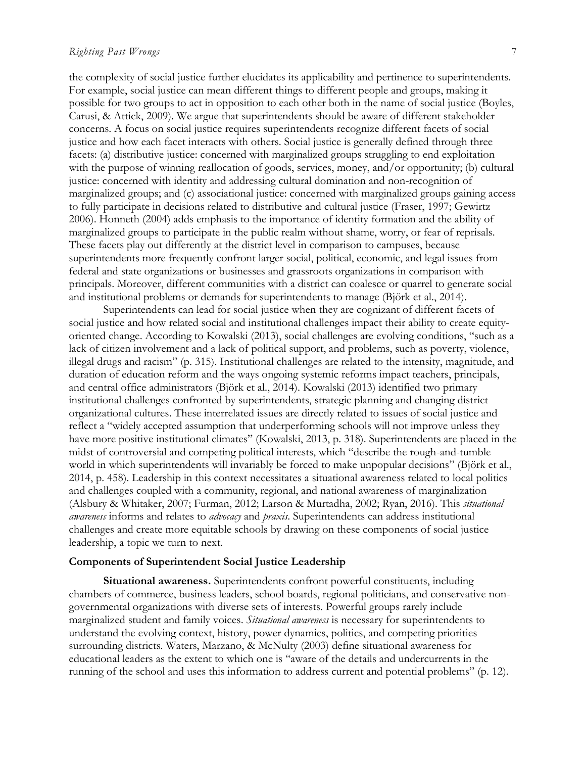the complexity of social justice further elucidates its applicability and pertinence to superintendents. For example, social justice can mean different things to different people and groups, making it possible for two groups to act in opposition to each other both in the name of social justice (Boyles, Carusi, & Attick, 2009). We argue that superintendents should be aware of different stakeholder concerns. A focus on social justice requires superintendents recognize different facets of social justice and how each facet interacts with others. Social justice is generally defined through three facets: (a) distributive justice: concerned with marginalized groups struggling to end exploitation with the purpose of winning reallocation of goods, services, money, and/or opportunity; (b) cultural justice: concerned with identity and addressing cultural domination and non-recognition of marginalized groups; and (c) associational justice: concerned with marginalized groups gaining access to fully participate in decisions related to distributive and cultural justice (Fraser, 1997; Gewirtz 2006). Honneth (2004) adds emphasis to the importance of identity formation and the ability of marginalized groups to participate in the public realm without shame, worry, or fear of reprisals. These facets play out differently at the district level in comparison to campuses, because superintendents more frequently confront larger social, political, economic, and legal issues from federal and state organizations or businesses and grassroots organizations in comparison with principals. Moreover, different communities with a district can coalesce or quarrel to generate social and institutional problems or demands for superintendents to manage (Björk et al., 2014).

Superintendents can lead for social justice when they are cognizant of different facets of social justice and how related social and institutional challenges impact their ability to create equity-oriented change. According to Kowalski (2013), social challenges are evolving conditions, "such as a lack of citizen involvement and a lack of political support, and problems, such as poverty, violence, illegal drugs and racism" (p. 315). Institutional challenges are related to the intensity, magnitude, and duration of education reform and the ways ongoing systemic reforms impact teachers, principals, and central office administrators (Björk et al., 2014). Kowalski (2013) identified two primary institutional challenges confronted by superintendents, strategic planning and changing district organizational cultures. These interrelated issues are directly related to issues of social justice and reflect a "widely accepted assumption that underperforming schools will not improve unless they have more positive institutional climates" (Kowalski, 2013, p. 318). Superintendents are placed in the midst of controversial and competing political interests, which "describe the rough-and-tumble world in which superintendents will invariably be forced to make unpopular decisions" (Björk et al., 2014, p. 458). Leadership in this context necessitates a situational awareness related to local politics and challenges coupled with a community, regional, and national awareness of marginalization (Alsbury & Whitaker, 2007; Furman, 2012; Larson & Murtadha, 2002; Ryan, 2016). This *situational awareness* informs and relates to *advocacy* and *praxis*. Superintendents can address institutional challenges and create more equitable schools by drawing on these components of social justice leadership, a topic we turn to next.

## Components of Superintendent Social Justice Leadership

**Situational awareness.** Superintendents confront powerful constituents, including chambers of commerce, business leaders, school boards, regional politicians, and conservative non-governmental organizations with diverse sets of interests. Powerful groups rarely include marginalized student and family voices. *Situational awareness* is necessary for superintendents to understand the evolving context, history, power dynamics, politics, and competing priorities surrounding districts. Waters, Marzano, & McNulty (2003) define situational awareness for educational leaders as the extent to which one is "aware of the details and undercurrents in the running of the school and uses this information to address current and potential problems" (p. 12).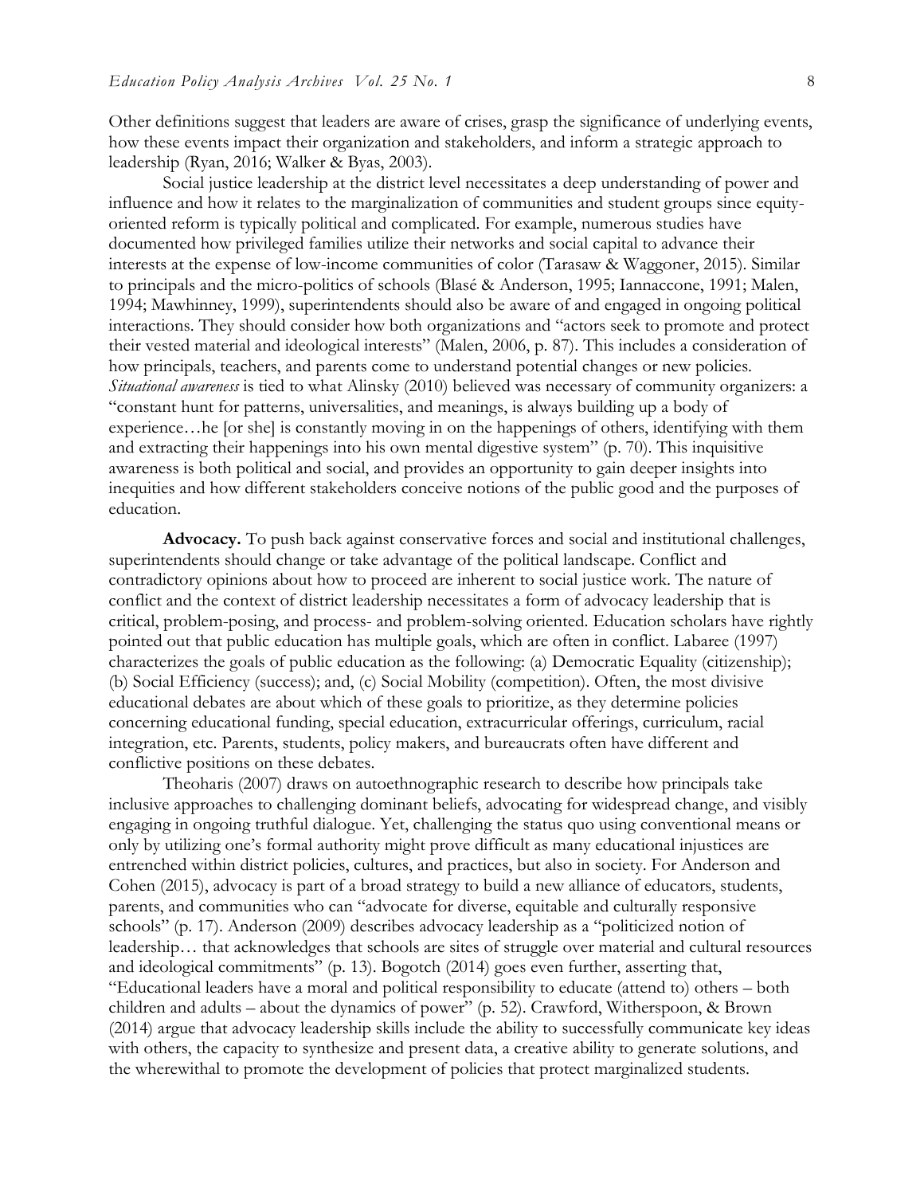Other definitions suggest that leaders are aware of crises, grasp the significance of underlying events, how these events impact their organization and stakeholders, and inform a strategic approach to leadership (Ryan, 2016; Walker & Byas, 2003).

Social justice leadership at the district level necessitates a deep understanding of power and influence and how it relates to the marginalization of communities and student groups since equity-oriented reform is typically political and complicated. For example, numerous studies have documented how privileged families utilize their networks and social capital to advance their interests at the expense of low-income communities of color (Tarasaw & Waggoner, 2015). Similar to principals and the micro-politics of schools (Blasé & Anderson, 1995; Iannaccone, 1991; Malen, 1994; Mawhinney, 1999), superintendents should also be aware of and engaged in ongoing political interactions. They should consider how both organizations and "actors seek to promote and protect their vested material and ideological interests" (Malen, 2006, p. 87). This includes a consideration of how principals, teachers, and parents come to understand potential changes or new policies. *Situational awareness* is tied to what Alinsky (2010) believed was necessary of community organizers: a "constant hunt for patterns, universalities, and meanings, is always building up a body of experience…he [or she] is constantly moving in on the happenings of others, identifying with them and extracting their happenings into his own mental digestive system" (p. 70). This inquisitive awareness is both political and social, and provides an opportunity to gain deeper insights into inequities and how different stakeholders conceive notions of the public good and the purposes of education.

**Advocacy.** To push back against conservative forces and social and institutional challenges, superintendents should change or take advantage of the political landscape. Conflict and contradictory opinions about how to proceed are inherent to social justice work. The nature of conflict and the context of district leadership necessitates a form of advocacy leadership that is critical, problem-posing, and process- and problem-solving oriented. Education scholars have rightly pointed out that public education has multiple goals, which are often in conflict. Labaree (1997) characterizes the goals of public education as the following: (a) Democratic Equality (citizenship); (b) Social Efficiency (success); and, (c) Social Mobility (competition). Often, the most divisive educational debates are about which of these goals to prioritize, as they determine policies concerning educational funding, special education, extracurricular offerings, curriculum, racial integration, etc. Parents, students, policy makers, and bureaucrats often have different and conflictive positions on these debates.

Theoharis (2007) draws on autoethnographic research to describe how principals take inclusive approaches to challenging dominant beliefs, advocating for widespread change, and visibly engaging in ongoing truthful dialogue. Yet, challenging the status quo using conventional means or only by utilizing one's formal authority might prove difficult as many educational injustices are entrenched within district policies, cultures, and practices, but also in society. For Anderson and Cohen (2015), advocacy is part of a broad strategy to build a new alliance of educators, students, parents, and communities who can "advocate for diverse, equitable and culturally responsive schools" (p. 17). Anderson (2009) describes advocacy leadership as a "politicized notion of leadership… that acknowledges that schools are sites of struggle over material and cultural resources and ideological commitments" (p. 13). Bogotch (2014) goes even further, asserting that, "Educational leaders have a moral and political responsibility to educate (attend to) others – both children and adults – about the dynamics of power" (p. 52). Crawford, Witherspoon, & Brown (2014) argue that advocacy leadership skills include the ability to successfully communicate key ideas with others, the capacity to synthesize and present data, a creative ability to generate solutions, and the wherewithal to promote the development of policies that protect marginalized students.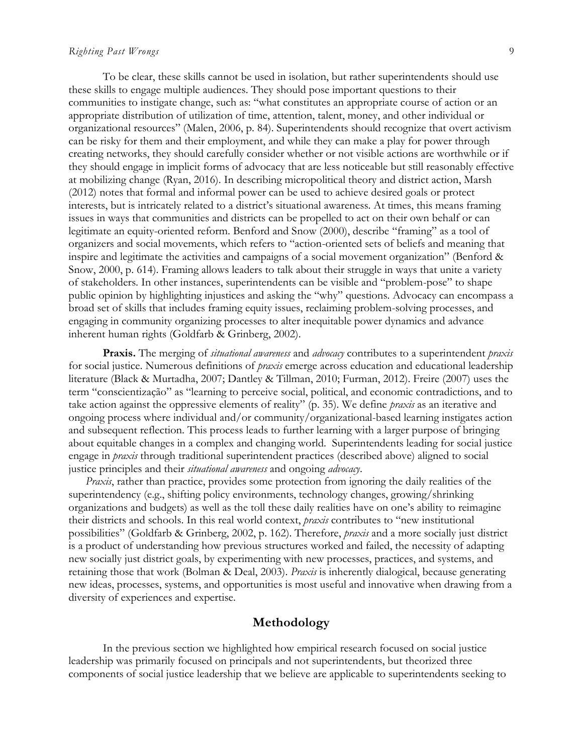To be clear, these skills cannot be used in isolation, but rather superintendents should use these skills to engage multiple audiences. They should pose important questions to their communities to instigate change, such as: "what constitutes an appropriate course of action or an appropriate distribution of utilization of time, attention, talent, money, and other individual or organizational resources" (Malen, 2006, p. 84). Superintendents should recognize that overt activism can be risky for them and their employment, and while they can make a play for power through creating networks, they should carefully consider whether or not visible actions are worthwhile or if they should engage in implicit forms of advocacy that are less noticeable but still reasonably effective at mobilizing change (Ryan, 2016). In describing micropolitical theory and district action, Marsh (2012) notes that formal and informal power can be used to achieve desired goals or protect interests, but is intricately related to a district's situational awareness. At times, this means framing issues in ways that communities and districts can be propelled to act on their own behalf or can legitimate an equity-oriented reform. Benford and Snow (2000), describe "framing" as a tool of organizers and social movements, which refers to "action-oriented sets of beliefs and meaning that inspire and legitimate the activities and campaigns of a social movement organization" (Benford & Snow, 2000, p. 614). Framing allows leaders to talk about their struggle in ways that unite a variety of stakeholders. In other instances, superintendents can be visible and "problem-pose" to shape public opinion by highlighting injustices and asking the "why" questions. Advocacy can encompass a broad set of skills that includes framing equity issues, reclaiming problem-solving processes, and engaging in community organizing processes to alter inequitable power dynamics and advance inherent human rights (Goldfarb & Grinberg, 2002).

**Praxis.** The merging of *situational awareness* and *advocacy* contributes to a superintendent *praxis* for social justice. Numerous definitions of *praxis* emerge across education and educational leadership literature (Black & Murtadha, 2007; Dantley & Tillman, 2010; Furman, 2012). Freire (2007) uses the term "conscientização" as "learning to perceive social, political, and economic contradictions, and to take action against the oppressive elements of reality" (p. 35). We define *praxis* as an iterative and ongoing process where individual and/or community/organizational-based learning instigates action and subsequent reflection. This process leads to further learning with a larger purpose of bringing about equitable changes in a complex and changing world. Superintendents leading for social justice engage in *praxis* through traditional superintendent practices (described above) aligned to social justice principles and their *situational awareness* and ongoing *advocacy*.

*Praxis*, rather than practice, provides some protection from ignoring the daily realities of the superintendency (e.g., shifting policy environments, technology changes, growing/shrinking organizations and budgets) as well as the toll these daily realities have on one's ability to reimagine their districts and schools. In this real world context, *praxis* contributes to "new institutional possibilities" (Goldfarb & Grinberg, 2002, p. 162). Therefore, *praxis* and a more socially just district is a product of understanding how previous structures worked and failed, the necessity of adapting new socially just district goals, by experimenting with new processes, practices, and systems, and retaining those that work (Bolman & Deal, 2003). *Praxis* is inherently dialogical, because generating new ideas, processes, systems, and opportunities is most useful and innovative when drawing from a diversity of experiences and expertise.

## Methodology

In the previous section we highlighted how empirical research focused on social justice leadership was primarily focused on principals and not superintendents, but theorized three components of social justice leadership that we believe are applicable to superintendents seeking to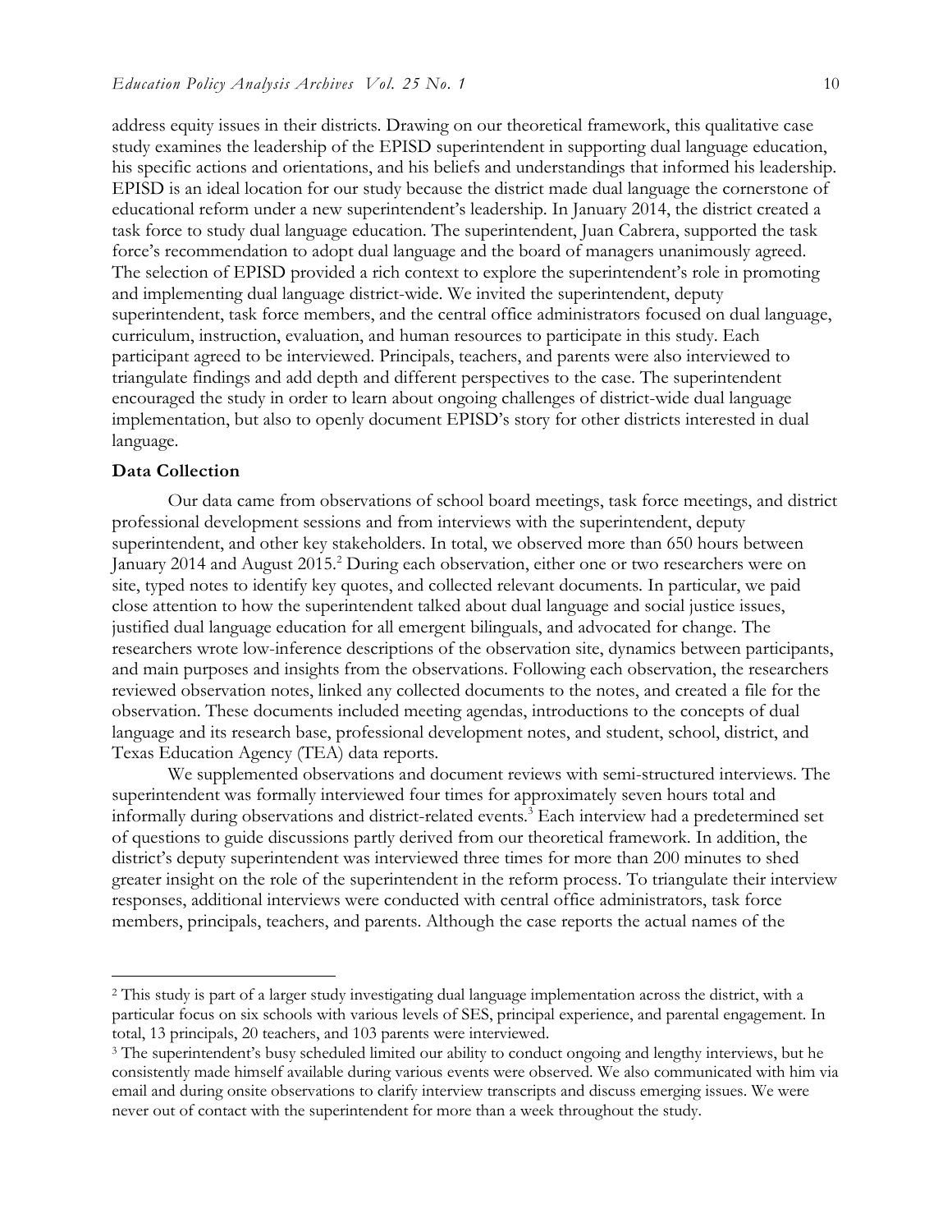address equity issues in their districts. Drawing on our theoretical framework, this qualitative case study examines the leadership of the EPISD superintendent in supporting dual language education, his specific actions and orientations, and his beliefs and understandings that informed his leadership. EPISD is an ideal location for our study because the district made dual language the cornerstone of educational reform under a new superintendent's leadership. In January 2014, the district created a task force to study dual language education. The superintendent, Juan Cabrera, supported the task force's recommendation to adopt dual language and the board of managers unanimously agreed. The selection of EPISD provided a rich context to explore the superintendent's role in promoting and implementing dual language district-wide. We invited the superintendent, deputy superintendent, task force members, and the central office administrators focused on dual language, curriculum, instruction, evaluation, and human resources to participate in this study. Each participant agreed to be interviewed. Principals, teachers, and parents were also interviewed to triangulate findings and add depth and different perspectives to the case. The superintendent encouraged the study in order to learn about ongoing challenges of district-wide dual language implementation, but also to openly document EPISD's story for other districts interested in dual language.

### Data Collection

Our data came from observations of school board meetings, task force meetings, and district professional development sessions and from interviews with the superintendent, deputy superintendent, and other key stakeholders. In total, we observed more than 650 hours between January 2014 and August 2015.[2] During each observation, either one or two researchers were on site, typed notes to identify key quotes, and collected relevant documents. In particular, we paid close attention to how the superintendent talked about dual language and social justice issues, justified dual language education for all emergent bilinguals, and advocated for change. The researchers wrote low-inference descriptions of the observation site, dynamics between participants, and main purposes and insights from the observations. Following each observation, the researchers reviewed observation notes, linked any collected documents to the notes, and created a file for the observation. These documents included meeting agendas, introductions to the concepts of dual language and its research base, professional development notes, and student, school, district, and Texas Education Agency (TEA) data reports.

We supplemented observations and document reviews with semi-structured interviews. The superintendent was formally interviewed four times for approximately seven hours total and informally during observations and district-related events.[3] Each interview had a predetermined set of questions to guide discussions partly derived from our theoretical framework. In addition, the district's deputy superintendent was interviewed three times for more than 200 minutes to shed greater insight on the role of the superintendent in the reform process. To triangulate their interview responses, additional interviews were conducted with central office administrators, task force members, principals, teachers, and parents. Although the case reports the actual names of the

---

[2] This study is part of a larger study investigating dual language implementation across the district, with a particular focus on six schools with various levels of SES, principal experience, and parental engagement. In total, 13 principals, 20 teachers, and 103 parents were interviewed.

[3] The superintendent's busy scheduled limited our ability to conduct ongoing and lengthy interviews, but he consistently made himself available during various events were observed. We also communicated with him via email and during onsite observations to clarify interview transcripts and discuss emerging issues. We were never out of contact with the superintendent for more than a week throughout the study.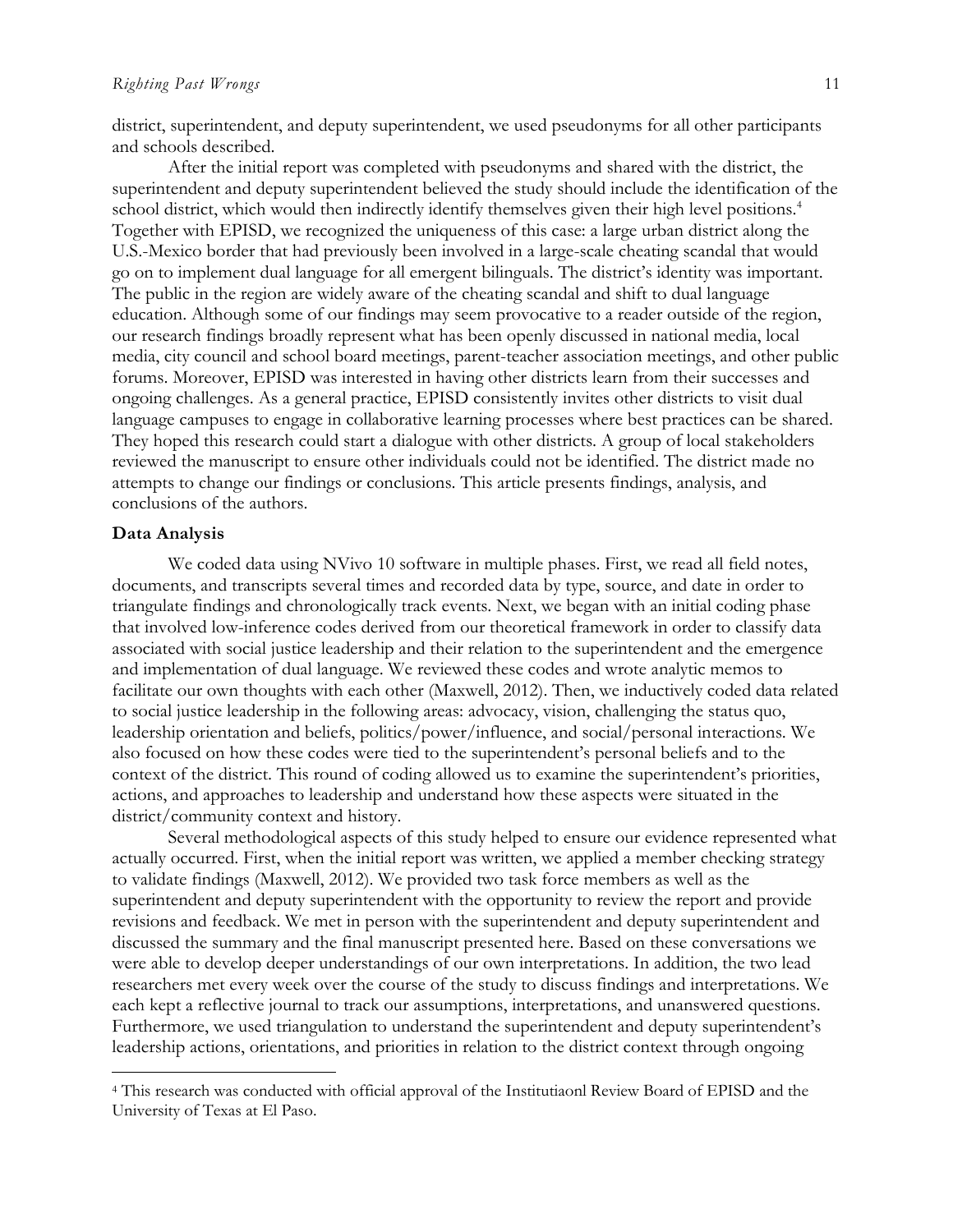district, superintendent, and deputy superintendent, we used pseudonyms for all other participants and schools described.

After the initial report was completed with pseudonyms and shared with the district, the superintendent and deputy superintendent believed the study should include the identification of the school district, which would then indirectly identify themselves given their high level positions.[4] Together with EPISD, we recognized the uniqueness of this case: a large urban district along the U.S.-Mexico border that had previously been involved in a large-scale cheating scandal that would go on to implement dual language for all emergent bilinguals. The district's identity was important. The public in the region are widely aware of the cheating scandal and shift to dual language education. Although some of our findings may seem provocative to a reader outside of the region, our research findings broadly represent what has been openly discussed in national media, local media, city council and school board meetings, parent-teacher association meetings, and other public forums. Moreover, EPISD was interested in having other districts learn from their successes and ongoing challenges. As a general practice, EPISD consistently invites other districts to visit dual language campuses to engage in collaborative learning processes where best practices can be shared. They hoped this research could start a dialogue with other districts. A group of local stakeholders reviewed the manuscript to ensure other individuals could not be identified. The district made no attempts to change our findings or conclusions. This article presents findings, analysis, and conclusions of the authors.

**Data Analysis**

We coded data using NVivo 10 software in multiple phases. First, we read all field notes, documents, and transcripts several times and recorded data by type, source, and date in order to triangulate findings and chronologically track events. Next, we began with an initial coding phase that involved low-inference codes derived from our theoretical framework in order to classify data associated with social justice leadership and their relation to the superintendent and the emergence and implementation of dual language. We reviewed these codes and wrote analytic memos to facilitate our own thoughts with each other (Maxwell, 2012). Then, we inductively coded data related to social justice leadership in the following areas: advocacy, vision, challenging the status quo, leadership orientation and beliefs, politics/power/influence, and social/personal interactions. We also focused on how these codes were tied to the superintendent's personal beliefs and to the context of the district. This round of coding allowed us to examine the superintendent's priorities, actions, and approaches to leadership and understand how these aspects were situated in the district/community context and history.

Several methodological aspects of this study helped to ensure our evidence represented what actually occurred. First, when the initial report was written, we applied a member checking strategy to validate findings (Maxwell, 2012). We provided two task force members as well as the superintendent and deputy superintendent with the opportunity to review the report and provide revisions and feedback. We met in person with the superintendent and deputy superintendent and discussed the summary and the final manuscript presented here. Based on these conversations we were able to develop deeper understandings of our own interpretations. In addition, the two lead researchers met every week over the course of the study to discuss findings and interpretations. We each kept a reflective journal to track our assumptions, interpretations, and unanswered questions. Furthermore, we used triangulation to understand the superintendent and deputy superintendent's leadership actions, orientations, and priorities in relation to the district context through ongoing

[4] This research was conducted with official approval of the Institutiaonl Review Board of EPISD and the University of Texas at El Paso.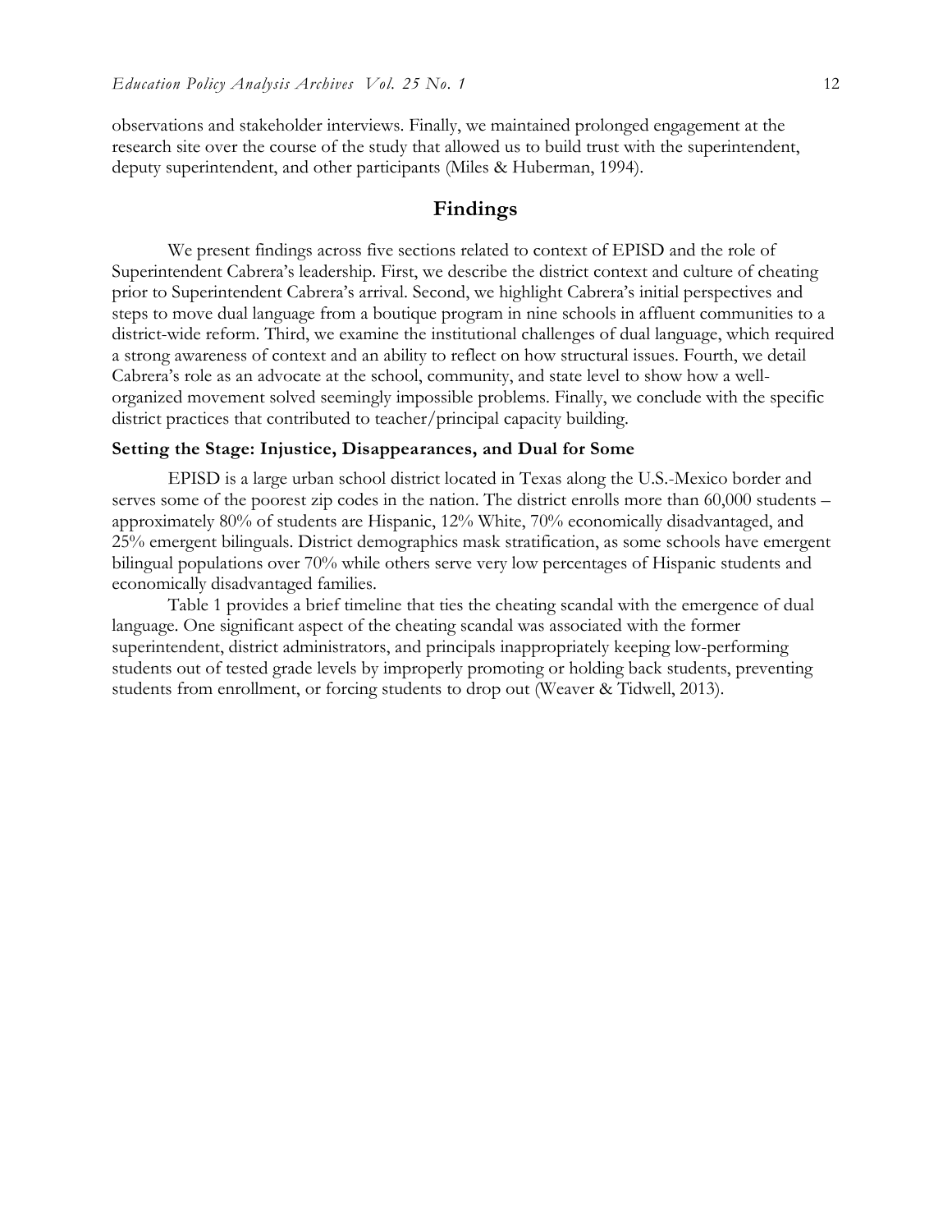observations and stakeholder interviews. Finally, we maintained prolonged engagement at the research site over the course of the study that allowed us to build trust with the superintendent, deputy superintendent, and other participants (Miles & Huberman, 1994).

## Findings

We present findings across five sections related to context of EPISD and the role of Superintendent Cabrera's leadership. First, we describe the district context and culture of cheating prior to Superintendent Cabrera's arrival. Second, we highlight Cabrera's initial perspectives and steps to move dual language from a boutique program in nine schools in affluent communities to a district-wide reform. Third, we examine the institutional challenges of dual language, which required a strong awareness of context and an ability to reflect on how structural issues. Fourth, we detail Cabrera's role as an advocate at the school, community, and state level to show how a well-organized movement solved seemingly impossible problems. Finally, we conclude with the specific district practices that contributed to teacher/principal capacity building.

### Setting the Stage: Injustice, Disappearances, and Dual for Some

EPISD is a large urban school district located in Texas along the U.S.-Mexico border and serves some of the poorest zip codes in the nation. The district enrolls more than 60,000 students – approximately 80% of students are Hispanic, 12% White, 70% economically disadvantaged, and 25% emergent bilinguals. District demographics mask stratification, as some schools have emergent bilingual populations over 70% while others serve very low percentages of Hispanic students and economically disadvantaged families.

Table 1 provides a brief timeline that ties the cheating scandal with the emergence of dual language. One significant aspect of the cheating scandal was associated with the former superintendent, district administrators, and principals inappropriately keeping low-performing students out of tested grade levels by improperly promoting or holding back students, preventing students from enrollment, or forcing students to drop out (Weaver & Tidwell, 2013).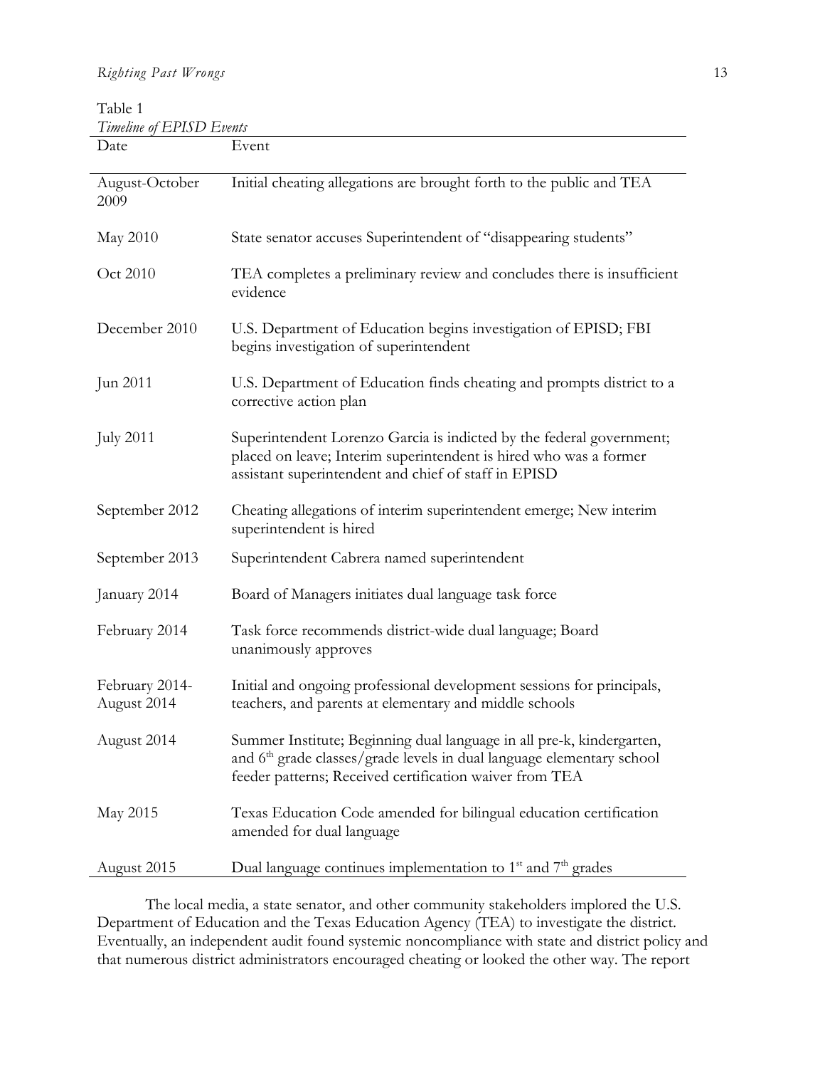Table 1

*Timeline of EPISD Events*

| Date | Event |
| --- | --- |
| August-October 2009 | Initial cheating allegations are brought forth to the public and TEA |
| May 2010 | State senator accuses Superintendent of "disappearing students" |
| Oct 2010 | TEA completes a preliminary review and concludes there is insufficient evidence |
| December 2010 | U.S. Department of Education begins investigation of EPISD; FBI begins investigation of superintendent |
| Jun 2011 | U.S. Department of Education finds cheating and prompts district to a corrective action plan |
| July 2011 | Superintendent Lorenzo Garcia is indicted by the federal government; placed on leave; Interim superintendent is hired who was a former assistant superintendent and chief of staff in EPISD |
| September 2012 | Cheating allegations of interim superintendent emerge; New interim superintendent is hired |
| September 2013 | Superintendent Cabrera named superintendent |
| January 2014 | Board of Managers initiates dual language task force |
| February 2014 | Task force recommends district-wide dual language; Board unanimously approves |
| February 2014-August 2014 | Initial and ongoing professional development sessions for principals, teachers, and parents at elementary and middle schools |
| August 2014 | Summer Institute; Beginning dual language in all pre-k, kindergarten, and 6th grade classes/grade levels in dual language elementary school feeder patterns; Received certification waiver from TEA |
| May 2015 | Texas Education Code amended for bilingual education certification amended for dual language |
| August 2015 | Dual language continues implementation to 1st and 7th grades |

The local media, a state senator, and other community stakeholders implored the U.S. Department of Education and the Texas Education Agency (TEA) to investigate the district. Eventually, an independent audit found systemic noncompliance with state and district policy and that numerous district administrators encouraged cheating or looked the other way. The report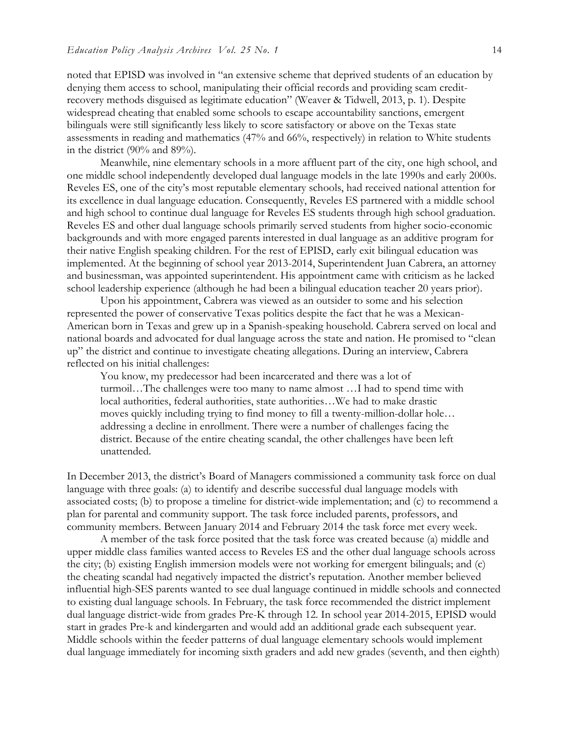noted that EPISD was involved in "an extensive scheme that deprived students of an education by denying them access to school, manipulating their official records and providing scam credit-recovery methods disguised as legitimate education" (Weaver & Tidwell, 2013, p. 1). Despite widespread cheating that enabled some schools to escape accountability sanctions, emergent bilinguals were still significantly less likely to score satisfactory or above on the Texas state assessments in reading and mathematics (47% and 66%, respectively) in relation to White students in the district (90% and 89%).

Meanwhile, nine elementary schools in a more affluent part of the city, one high school, and one middle school independently developed dual language models in the late 1990s and early 2000s. Reveles ES, one of the city's most reputable elementary schools, had received national attention for its excellence in dual language education. Consequently, Reveles ES partnered with a middle school and high school to continue dual language for Reveles ES students through high school graduation. Reveles ES and other dual language schools primarily served students from higher socio-economic backgrounds and with more engaged parents interested in dual language as an additive program for their native English speaking children. For the rest of EPISD, early exit bilingual education was implemented. At the beginning of school year 2013-2014, Superintendent Juan Cabrera, an attorney and businessman, was appointed superintendent. His appointment came with criticism as he lacked school leadership experience (although he had been a bilingual education teacher 20 years prior).

Upon his appointment, Cabrera was viewed as an outsider to some and his selection represented the power of conservative Texas politics despite the fact that he was a Mexican-American born in Texas and grew up in a Spanish-speaking household. Cabrera served on local and national boards and advocated for dual language across the state and nation. He promised to "clean up" the district and continue to investigate cheating allegations. During an interview, Cabrera reflected on his initial challenges:

> You know, my predecessor had been incarcerated and there was a lot of turmoil…The challenges were too many to name almost …I had to spend time with local authorities, federal authorities, state authorities…We had to make drastic moves quickly including trying to find money to fill a twenty-million-dollar hole… addressing a decline in enrollment. There were a number of challenges facing the district. Because of the entire cheating scandal, the other challenges have been left unattended.

In December 2013, the district's Board of Managers commissioned a community task force on dual language with three goals: (a) to identify and describe successful dual language models with associated costs; (b) to propose a timeline for district-wide implementation; and (c) to recommend a plan for parental and community support. The task force included parents, professors, and community members. Between January 2014 and February 2014 the task force met every week.

A member of the task force posited that the task force was created because (a) middle and upper middle class families wanted access to Reveles ES and the other dual language schools across the city; (b) existing English immersion models were not working for emergent bilinguals; and (c) the cheating scandal had negatively impacted the district's reputation. Another member believed influential high-SES parents wanted to see dual language continued in middle schools and connected to existing dual language schools. In February, the task force recommended the district implement dual language district-wide from grades Pre-K through 12. In school year 2014-2015, EPISD would start in grades Pre-k and kindergarten and would add an additional grade each subsequent year. Middle schools within the feeder patterns of dual language elementary schools would implement dual language immediately for incoming sixth graders and add new grades (seventh, and then eighth)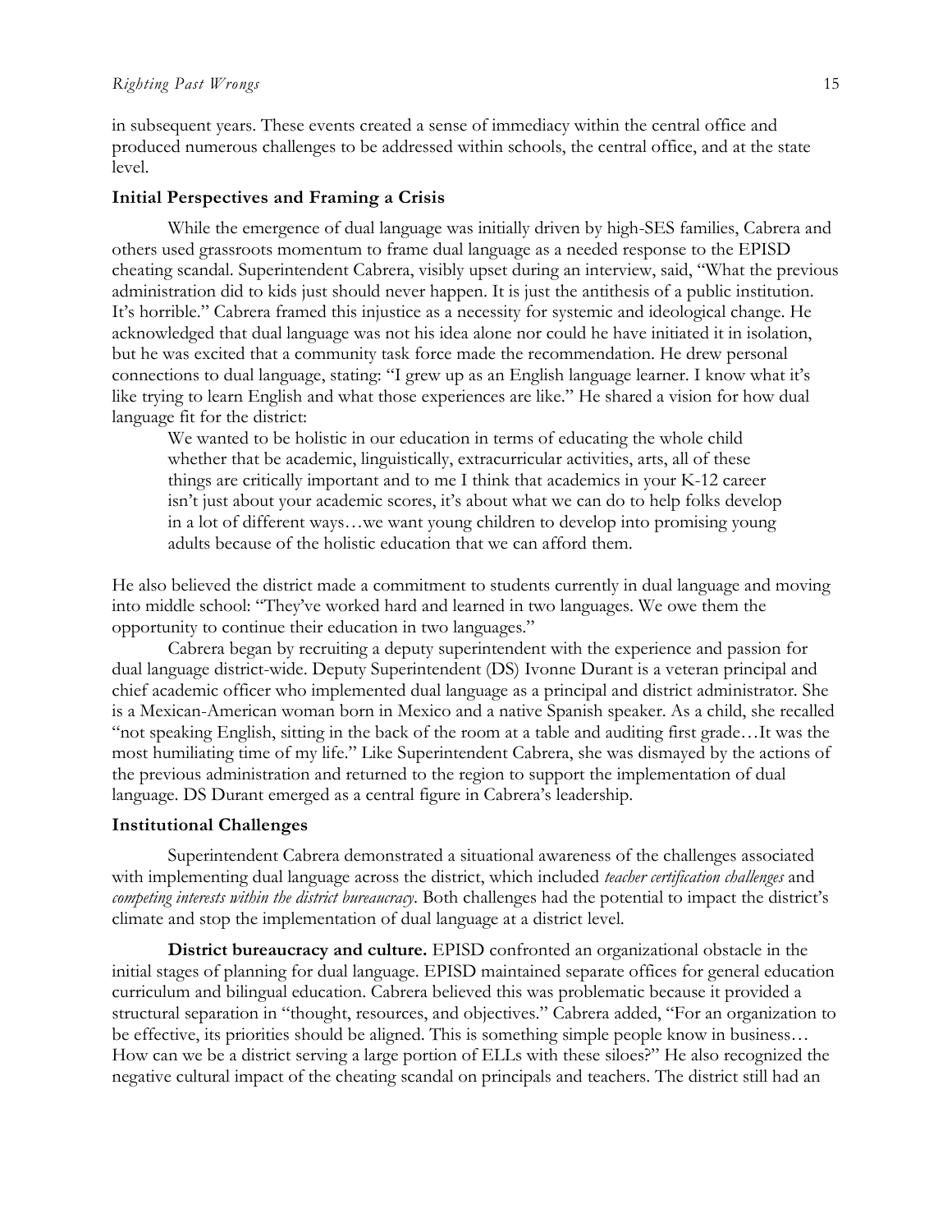in subsequent years. These events created a sense of immediacy within the central office and produced numerous challenges to be addressed within schools, the central office, and at the state level.

### Initial Perspectives and Framing a Crisis

While the emergence of dual language was initially driven by high-SES families, Cabrera and others used grassroots momentum to frame dual language as a needed response to the EPISD cheating scandal. Superintendent Cabrera, visibly upset during an interview, said, "What the previous administration did to kids just should never happen. It is just the antithesis of a public institution. It's horrible." Cabrera framed this injustice as a necessity for systemic and ideological change. He acknowledged that dual language was not his idea alone nor could he have initiated it in isolation, but he was excited that a community task force made the recommendation. He drew personal connections to dual language, stating: "I grew up as an English language learner. I know what it's like trying to learn English and what those experiences are like." He shared a vision for how dual language fit for the district:

> We wanted to be holistic in our education in terms of educating the whole child whether that be academic, linguistically, extracurricular activities, arts, all of these things are critically important and to me I think that academics in your K-12 career isn't just about your academic scores, it's about what we can do to help folks develop in a lot of different ways…we want young children to develop into promising young adults because of the holistic education that we can afford them.

He also believed the district made a commitment to students currently in dual language and moving into middle school: "They've worked hard and learned in two languages. We owe them the opportunity to continue their education in two languages."

Cabrera began by recruiting a deputy superintendent with the experience and passion for dual language district-wide. Deputy Superintendent (DS) Ivonne Durant is a veteran principal and chief academic officer who implemented dual language as a principal and district administrator. She is a Mexican-American woman born in Mexico and a native Spanish speaker. As a child, she recalled "not speaking English, sitting in the back of the room at a table and auditing first grade…It was the most humiliating time of my life." Like Superintendent Cabrera, she was dismayed by the actions of the previous administration and returned to the region to support the implementation of dual language. DS Durant emerged as a central figure in Cabrera's leadership.

### Institutional Challenges

Superintendent Cabrera demonstrated a situational awareness of the challenges associated with implementing dual language across the district, which included *teacher certification challenges* and *competing interests within the district bureaucracy*. Both challenges had the potential to impact the district's climate and stop the implementation of dual language at a district level.

**District bureaucracy and culture.** EPISD confronted an organizational obstacle in the initial stages of planning for dual language. EPISD maintained separate offices for general education curriculum and bilingual education. Cabrera believed this was problematic because it provided a structural separation in "thought, resources, and objectives." Cabrera added, "For an organization to be effective, its priorities should be aligned. This is something simple people know in business… How can we be a district serving a large portion of ELLs with these siloes?" He also recognized the negative cultural impact of the cheating scandal on principals and teachers. The district still had an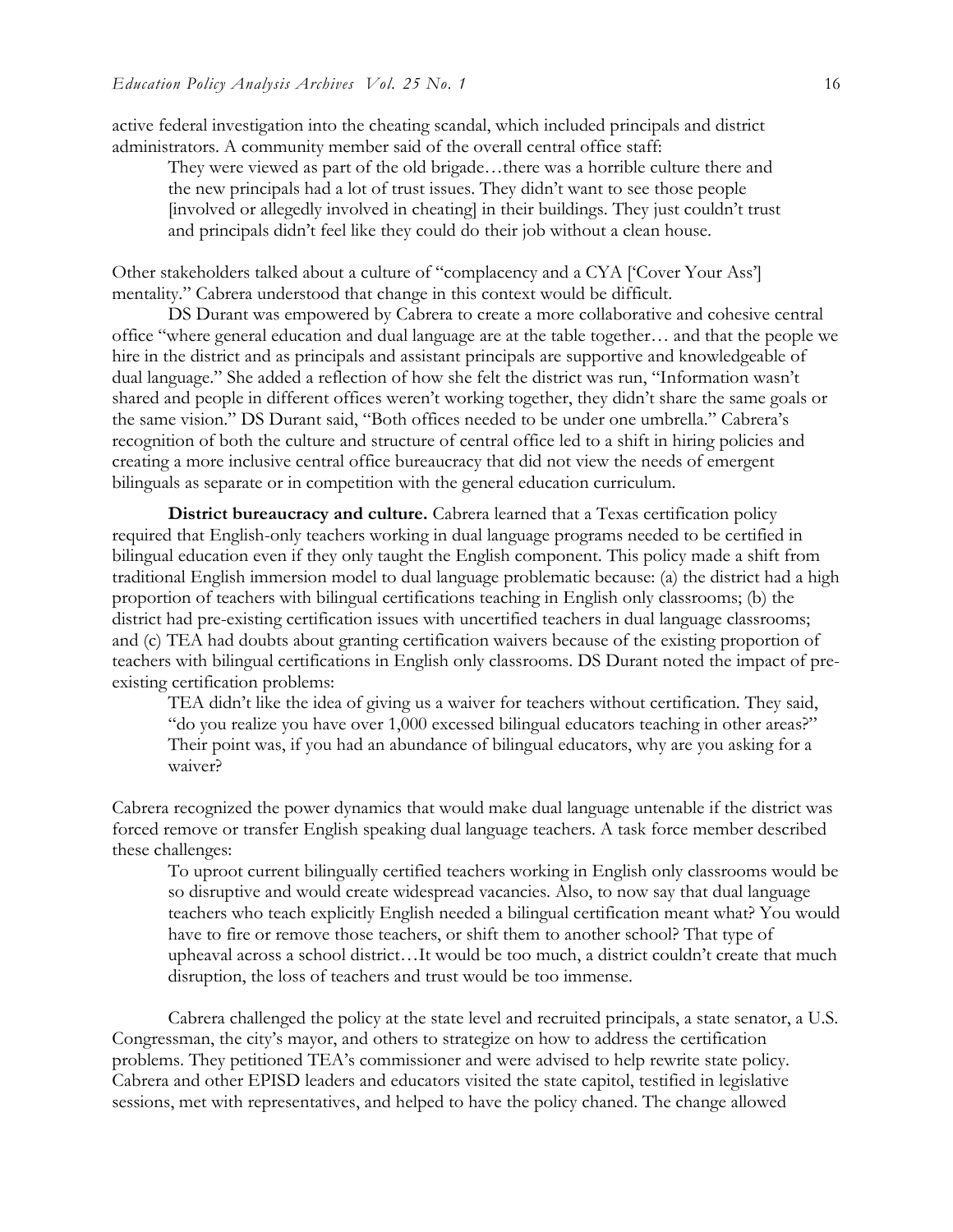active federal investigation into the cheating scandal, which included principals and district administrators. A community member said of the overall central office staff:

> They were viewed as part of the old brigade…there was a horrible culture there and the new principals had a lot of trust issues. They didn't want to see those people [involved or allegedly involved in cheating] in their buildings. They just couldn't trust and principals didn't feel like they could do their job without a clean house.

Other stakeholders talked about a culture of "complacency and a CYA ['Cover Your Ass'] mentality." Cabrera understood that change in this context would be difficult.

DS Durant was empowered by Cabrera to create a more collaborative and cohesive central office "where general education and dual language are at the table together… and that the people we hire in the district and as principals and assistant principals are supportive and knowledgeable of dual language." She added a reflection of how she felt the district was run, "Information wasn't shared and people in different offices weren't working together, they didn't share the same goals or the same vision." DS Durant said, "Both offices needed to be under one umbrella." Cabrera's recognition of both the culture and structure of central office led to a shift in hiring policies and creating a more inclusive central office bureaucracy that did not view the needs of emergent bilinguals as separate or in competition with the general education curriculum.

**District bureaucracy and culture.** Cabrera learned that a Texas certification policy required that English-only teachers working in dual language programs needed to be certified in bilingual education even if they only taught the English component. This policy made a shift from traditional English immersion model to dual language problematic because: (a) the district had a high proportion of teachers with bilingual certifications teaching in English only classrooms; (b) the district had pre-existing certification issues with uncertified teachers in dual language classrooms; and (c) TEA had doubts about granting certification waivers because of the existing proportion of teachers with bilingual certifications in English only classrooms. DS Durant noted the impact of pre-existing certification problems:

> TEA didn't like the idea of giving us a waiver for teachers without certification. They said, "do you realize you have over 1,000 excessed bilingual educators teaching in other areas?" Their point was, if you had an abundance of bilingual educators, why are you asking for a waiver?

Cabrera recognized the power dynamics that would make dual language untenable if the district was forced remove or transfer English speaking dual language teachers. A task force member described these challenges:

> To uproot current bilingually certified teachers working in English only classrooms would be so disruptive and would create widespread vacancies. Also, to now say that dual language teachers who teach explicitly English needed a bilingual certification meant what? You would have to fire or remove those teachers, or shift them to another school? That type of upheaval across a school district…It would be too much, a district couldn't create that much disruption, the loss of teachers and trust would be too immense.

Cabrera challenged the policy at the state level and recruited principals, a state senator, a U.S. Congressman, the city's mayor, and others to strategize on how to address the certification problems. They petitioned TEA's commissioner and were advised to help rewrite state policy. Cabrera and other EPISD leaders and educators visited the state capitol, testified in legislative sessions, met with representatives, and helped to have the policy chaned. The change allowed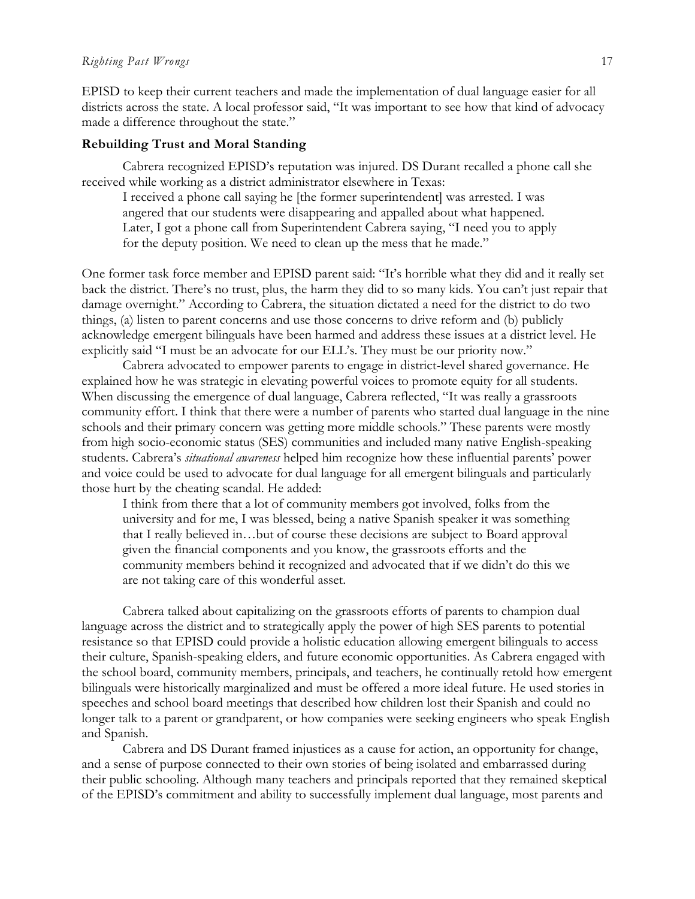EPISD to keep their current teachers and made the implementation of dual language easier for all districts across the state. A local professor said, "It was important to see how that kind of advocacy made a difference throughout the state."

### Rebuilding Trust and Moral Standing

Cabrera recognized EPISD's reputation was injured. DS Durant recalled a phone call she received while working as a district administrator elsewhere in Texas:

> I received a phone call saying he [the former superintendent] was arrested. I was angered that our students were disappearing and appalled about what happened. Later, I got a phone call from Superintendent Cabrera saying, "I need you to apply for the deputy position. We need to clean up the mess that he made."

One former task force member and EPISD parent said: "It's horrible what they did and it really set back the district. There's no trust, plus, the harm they did to so many kids. You can't just repair that damage overnight." According to Cabrera, the situation dictated a need for the district to do two things, (a) listen to parent concerns and use those concerns to drive reform and (b) publicly acknowledge emergent bilinguals have been harmed and address these issues at a district level. He explicitly said "I must be an advocate for our ELL's. They must be our priority now."

Cabrera advocated to empower parents to engage in district-level shared governance. He explained how he was strategic in elevating powerful voices to promote equity for all students. When discussing the emergence of dual language, Cabrera reflected, "It was really a grassroots community effort. I think that there were a number of parents who started dual language in the nine schools and their primary concern was getting more middle schools." These parents were mostly from high socio-economic status (SES) communities and included many native English-speaking students. Cabrera's *situational awareness* helped him recognize how these influential parents' power and voice could be used to advocate for dual language for all emergent bilinguals and particularly those hurt by the cheating scandal. He added:

> I think from there that a lot of community members got involved, folks from the university and for me, I was blessed, being a native Spanish speaker it was something that I really believed in…but of course these decisions are subject to Board approval given the financial components and you know, the grassroots efforts and the community members behind it recognized and advocated that if we didn't do this we are not taking care of this wonderful asset.

Cabrera talked about capitalizing on the grassroots efforts of parents to champion dual language across the district and to strategically apply the power of high SES parents to potential resistance so that EPISD could provide a holistic education allowing emergent bilinguals to access their culture, Spanish-speaking elders, and future economic opportunities. As Cabrera engaged with the school board, community members, principals, and teachers, he continually retold how emergent bilinguals were historically marginalized and must be offered a more ideal future. He used stories in speeches and school board meetings that described how children lost their Spanish and could no longer talk to a parent or grandparent, or how companies were seeking engineers who speak English and Spanish.

Cabrera and DS Durant framed injustices as a cause for action, an opportunity for change, and a sense of purpose connected to their own stories of being isolated and embarrassed during their public schooling. Although many teachers and principals reported that they remained skeptical of the EPISD's commitment and ability to successfully implement dual language, most parents and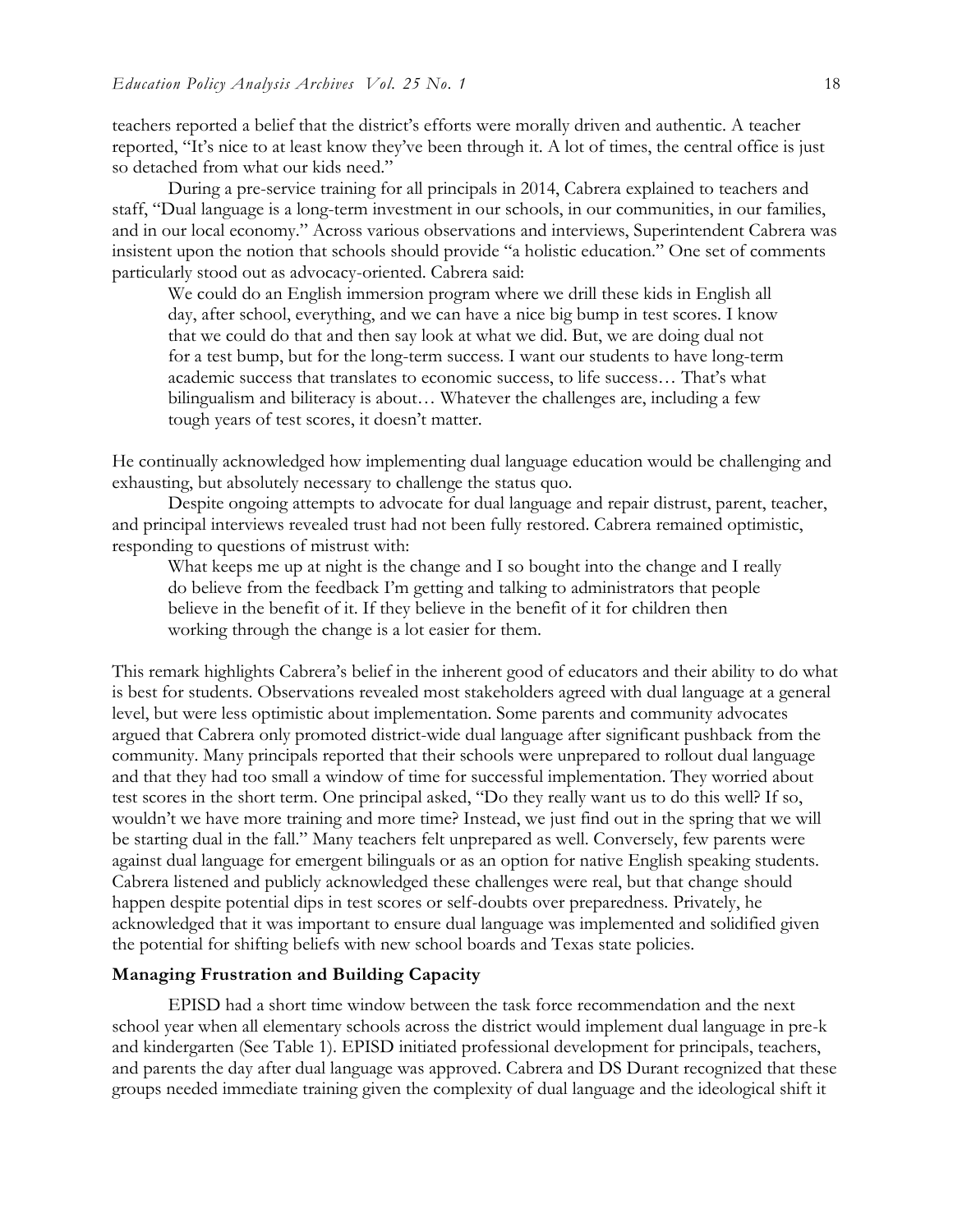teachers reported a belief that the district's efforts were morally driven and authentic. A teacher reported, "It's nice to at least know they've been through it. A lot of times, the central office is just so detached from what our kids need."

During a pre-service training for all principals in 2014, Cabrera explained to teachers and staff, "Dual language is a long-term investment in our schools, in our communities, in our families, and in our local economy." Across various observations and interviews, Superintendent Cabrera was insistent upon the notion that schools should provide "a holistic education." One set of comments particularly stood out as advocacy-oriented. Cabrera said:

> We could do an English immersion program where we drill these kids in English all day, after school, everything, and we can have a nice big bump in test scores. I know that we could do that and then say look at what we did. But, we are doing dual not for a test bump, but for the long-term success. I want our students to have long-term academic success that translates to economic success, to life success… That's what bilingualism and biliteracy is about… Whatever the challenges are, including a few tough years of test scores, it doesn't matter.

He continually acknowledged how implementing dual language education would be challenging and exhausting, but absolutely necessary to challenge the status quo.

Despite ongoing attempts to advocate for dual language and repair distrust, parent, teacher, and principal interviews revealed trust had not been fully restored. Cabrera remained optimistic, responding to questions of mistrust with:

> What keeps me up at night is the change and I so bought into the change and I really do believe from the feedback I'm getting and talking to administrators that people believe in the benefit of it. If they believe in the benefit of it for children then working through the change is a lot easier for them.

This remark highlights Cabrera's belief in the inherent good of educators and their ability to do what is best for students. Observations revealed most stakeholders agreed with dual language at a general level, but were less optimistic about implementation. Some parents and community advocates argued that Cabrera only promoted district-wide dual language after significant pushback from the community. Many principals reported that their schools were unprepared to rollout dual language and that they had too small a window of time for successful implementation. They worried about test scores in the short term. One principal asked, "Do they really want us to do this well? If so, wouldn't we have more training and more time? Instead, we just find out in the spring that we will be starting dual in the fall." Many teachers felt unprepared as well. Conversely, few parents were against dual language for emergent bilinguals or as an option for native English speaking students. Cabrera listened and publicly acknowledged these challenges were real, but that change should happen despite potential dips in test scores or self-doubts over preparedness. Privately, he acknowledged that it was important to ensure dual language was implemented and solidified given the potential for shifting beliefs with new school boards and Texas state policies.

### Managing Frustration and Building Capacity

EPISD had a short time window between the task force recommendation and the next school year when all elementary schools across the district would implement dual language in pre-k and kindergarten (See Table 1). EPISD initiated professional development for principals, teachers, and parents the day after dual language was approved. Cabrera and DS Durant recognized that these groups needed immediate training given the complexity of dual language and the ideological shift it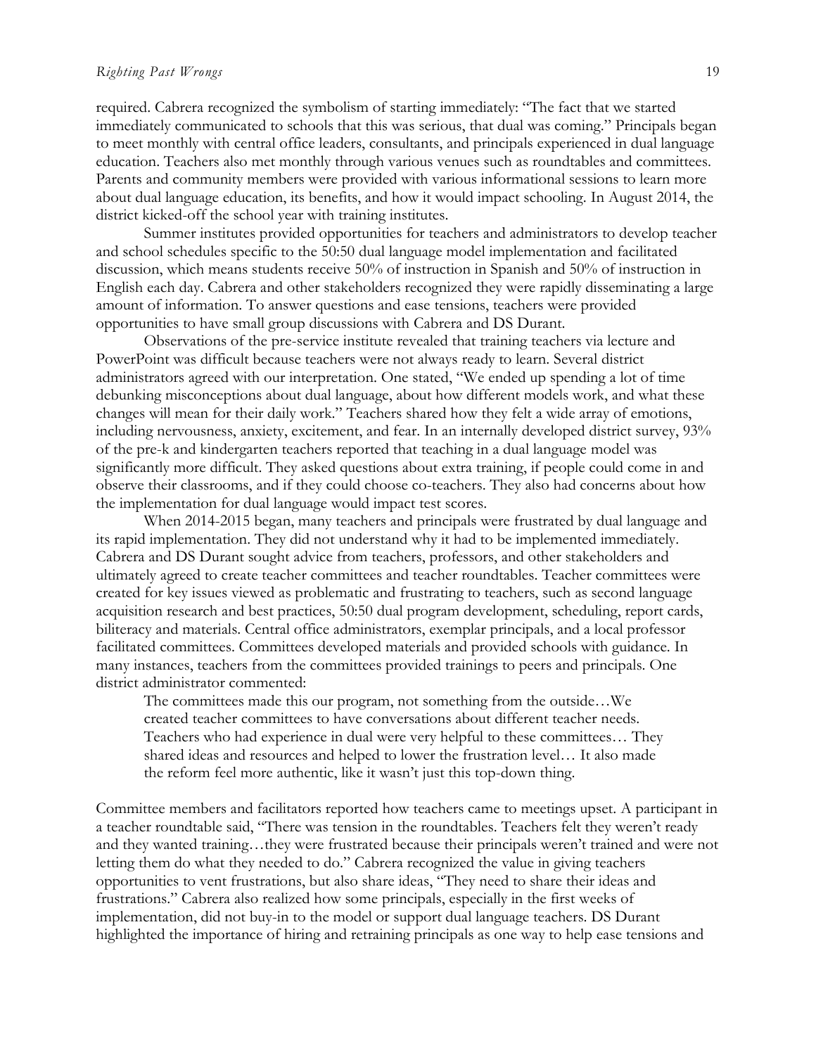required. Cabrera recognized the symbolism of starting immediately: "The fact that we started immediately communicated to schools that this was serious, that dual was coming." Principals began to meet monthly with central office leaders, consultants, and principals experienced in dual language education. Teachers also met monthly through various venues such as roundtables and committees. Parents and community members were provided with various informational sessions to learn more about dual language education, its benefits, and how it would impact schooling. In August 2014, the district kicked-off the school year with training institutes.

Summer institutes provided opportunities for teachers and administrators to develop teacher and school schedules specific to the 50:50 dual language model implementation and facilitated discussion, which means students receive 50% of instruction in Spanish and 50% of instruction in English each day. Cabrera and other stakeholders recognized they were rapidly disseminating a large amount of information. To answer questions and ease tensions, teachers were provided opportunities to have small group discussions with Cabrera and DS Durant.

Observations of the pre-service institute revealed that training teachers via lecture and PowerPoint was difficult because teachers were not always ready to learn. Several district administrators agreed with our interpretation. One stated, "We ended up spending a lot of time debunking misconceptions about dual language, about how different models work, and what these changes will mean for their daily work." Teachers shared how they felt a wide array of emotions, including nervousness, anxiety, excitement, and fear. In an internally developed district survey, 93% of the pre-k and kindergarten teachers reported that teaching in a dual language model was significantly more difficult. They asked questions about extra training, if people could come in and observe their classrooms, and if they could choose co-teachers. They also had concerns about how the implementation for dual language would impact test scores.

When 2014-2015 began, many teachers and principals were frustrated by dual language and its rapid implementation. They did not understand why it had to be implemented immediately. Cabrera and DS Durant sought advice from teachers, professors, and other stakeholders and ultimately agreed to create teacher committees and teacher roundtables. Teacher committees were created for key issues viewed as problematic and frustrating to teachers, such as second language acquisition research and best practices, 50:50 dual program development, scheduling, report cards, biliteracy and materials. Central office administrators, exemplar principals, and a local professor facilitated committees. Committees developed materials and provided schools with guidance. In many instances, teachers from the committees provided trainings to peers and principals. One district administrator commented:

> The committees made this our program, not something from the outside…We created teacher committees to have conversations about different teacher needs. Teachers who had experience in dual were very helpful to these committees… They shared ideas and resources and helped to lower the frustration level… It also made the reform feel more authentic, like it wasn't just this top-down thing.

Committee members and facilitators reported how teachers came to meetings upset. A participant in a teacher roundtable said, "There was tension in the roundtables. Teachers felt they weren't ready and they wanted training…they were frustrated because their principals weren't trained and were not letting them do what they needed to do." Cabrera recognized the value in giving teachers opportunities to vent frustrations, but also share ideas, "They need to share their ideas and frustrations." Cabrera also realized how some principals, especially in the first weeks of implementation, did not buy-in to the model or support dual language teachers. DS Durant highlighted the importance of hiring and retraining principals as one way to help ease tensions and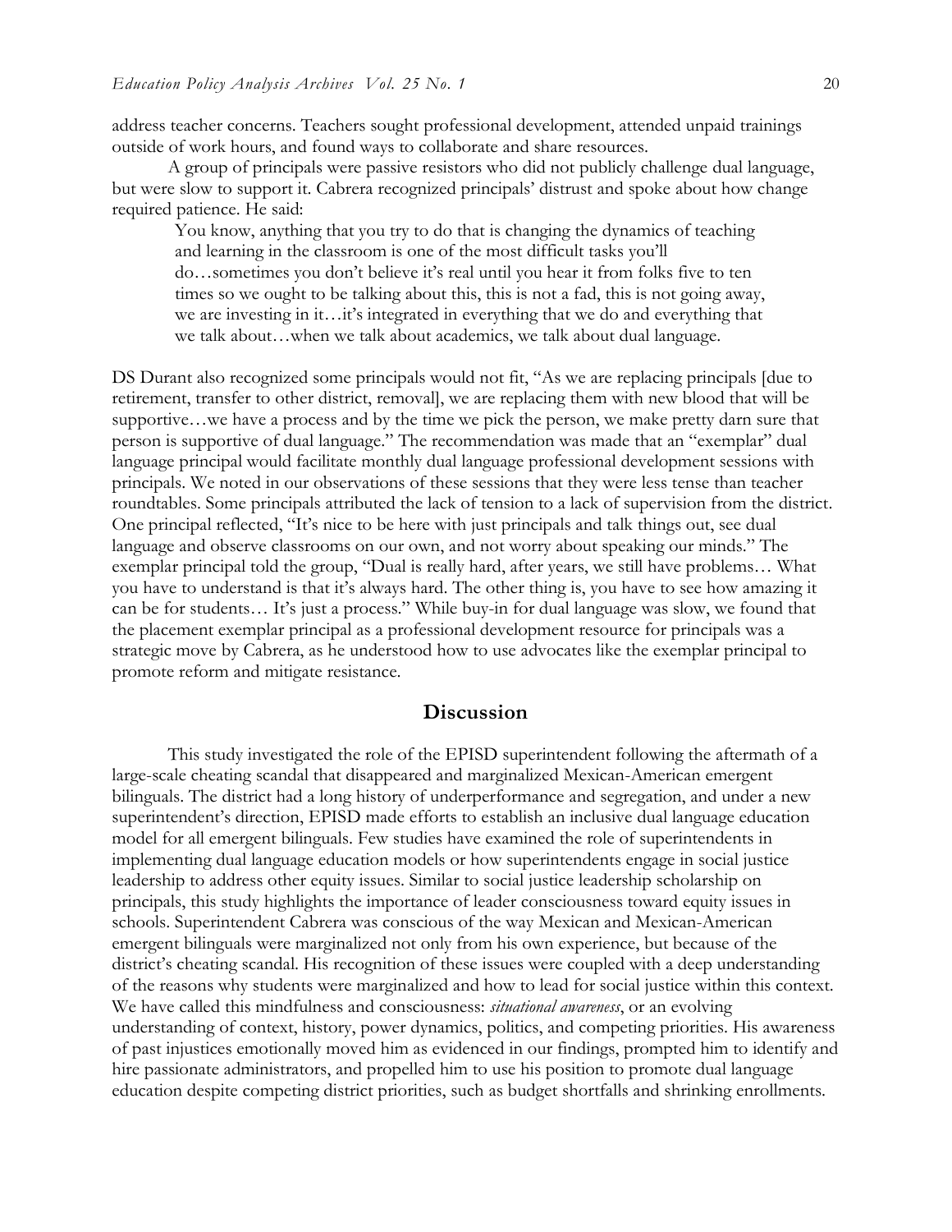address teacher concerns. Teachers sought professional development, attended unpaid trainings outside of work hours, and found ways to collaborate and share resources.

A group of principals were passive resistors who did not publicly challenge dual language, but were slow to support it. Cabrera recognized principals' distrust and spoke about how change required patience. He said:

> You know, anything that you try to do that is changing the dynamics of teaching and learning in the classroom is one of the most difficult tasks you'll do…sometimes you don't believe it's real until you hear it from folks five to ten times so we ought to be talking about this, this is not a fad, this is not going away, we are investing in it…it's integrated in everything that we do and everything that we talk about…when we talk about academics, we talk about dual language.

DS Durant also recognized some principals would not fit, "As we are replacing principals [due to retirement, transfer to other district, removal], we are replacing them with new blood that will be supportive…we have a process and by the time we pick the person, we make pretty darn sure that person is supportive of dual language." The recommendation was made that an "exemplar" dual language principal would facilitate monthly dual language professional development sessions with principals. We noted in our observations of these sessions that they were less tense than teacher roundtables. Some principals attributed the lack of tension to a lack of supervision from the district. One principal reflected, "It's nice to be here with just principals and talk things out, see dual language and observe classrooms on our own, and not worry about speaking our minds." The exemplar principal told the group, "Dual is really hard, after years, we still have problems… What you have to understand is that it's always hard. The other thing is, you have to see how amazing it can be for students… It's just a process." While buy-in for dual language was slow, we found that the placement exemplar principal as a professional development resource for principals was a strategic move by Cabrera, as he understood how to use advocates like the exemplar principal to promote reform and mitigate resistance.

## Discussion

This study investigated the role of the EPISD superintendent following the aftermath of a large-scale cheating scandal that disappeared and marginalized Mexican-American emergent bilinguals. The district had a long history of underperformance and segregation, and under a new superintendent's direction, EPISD made efforts to establish an inclusive dual language education model for all emergent bilinguals. Few studies have examined the role of superintendents in implementing dual language education models or how superintendents engage in social justice leadership to address other equity issues. Similar to social justice leadership scholarship on principals, this study highlights the importance of leader consciousness toward equity issues in schools. Superintendent Cabrera was conscious of the way Mexican and Mexican-American emergent bilinguals were marginalized not only from his own experience, but because of the district's cheating scandal. His recognition of these issues were coupled with a deep understanding of the reasons why students were marginalized and how to lead for social justice within this context. We have called this mindfulness and consciousness: *situational awareness*, or an evolving understanding of context, history, power dynamics, politics, and competing priorities. His awareness of past injustices emotionally moved him as evidenced in our findings, prompted him to identify and hire passionate administrators, and propelled him to use his position to promote dual language education despite competing district priorities, such as budget shortfalls and shrinking enrollments.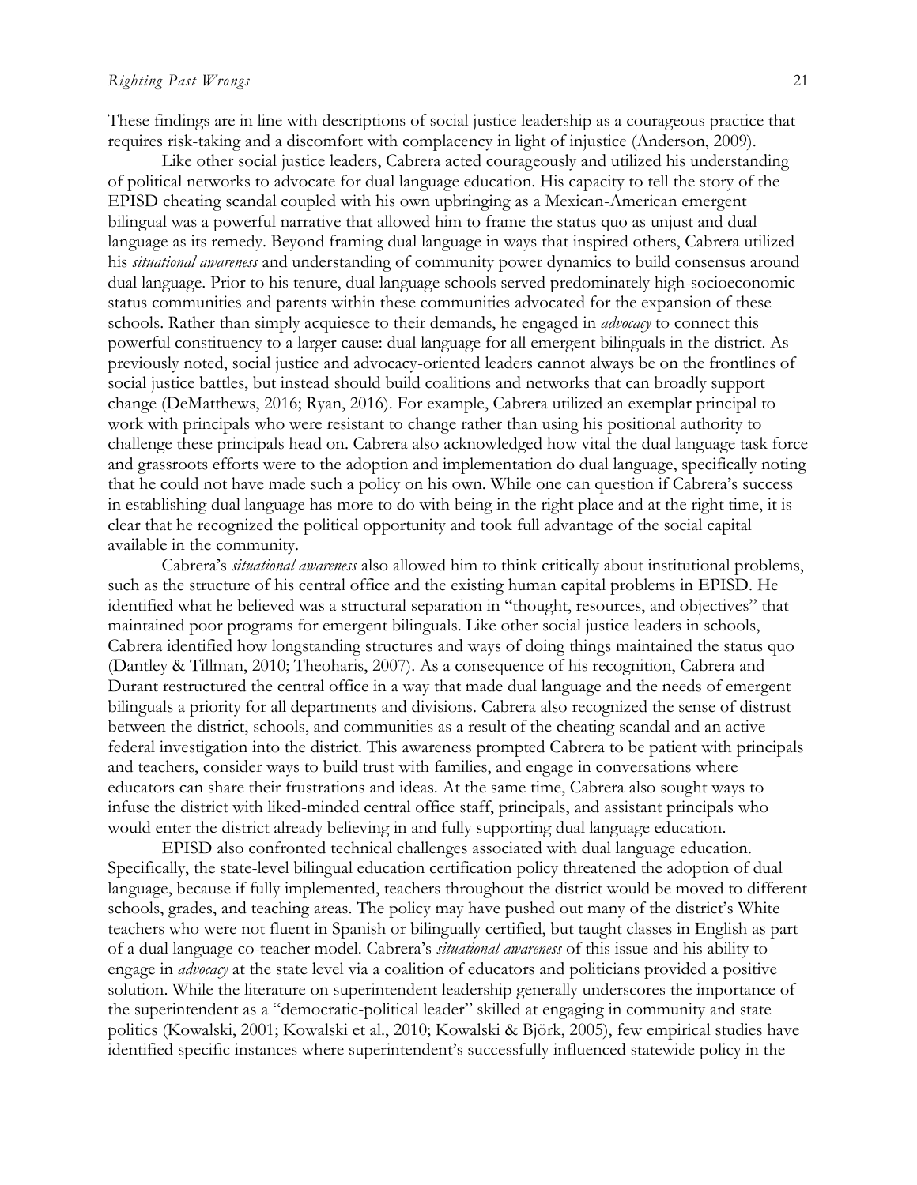These findings are in line with descriptions of social justice leadership as a courageous practice that requires risk-taking and a discomfort with complacency in light of injustice (Anderson, 2009).

Like other social justice leaders, Cabrera acted courageously and utilized his understanding of political networks to advocate for dual language education. His capacity to tell the story of the EPISD cheating scandal coupled with his own upbringing as a Mexican-American emergent bilingual was a powerful narrative that allowed him to frame the status quo as unjust and dual language as its remedy. Beyond framing dual language in ways that inspired others, Cabrera utilized his *situational awareness* and understanding of community power dynamics to build consensus around dual language. Prior to his tenure, dual language schools served predominately high-socioeconomic status communities and parents within these communities advocated for the expansion of these schools. Rather than simply acquiesce to their demands, he engaged in *advocacy* to connect this powerful constituency to a larger cause: dual language for all emergent bilinguals in the district. As previously noted, social justice and advocacy-oriented leaders cannot always be on the frontlines of social justice battles, but instead should build coalitions and networks that can broadly support change (DeMatthews, 2016; Ryan, 2016). For example, Cabrera utilized an exemplar principal to work with principals who were resistant to change rather than using his positional authority to challenge these principals head on. Cabrera also acknowledged how vital the dual language task force and grassroots efforts were to the adoption and implementation do dual language, specifically noting that he could not have made such a policy on his own. While one can question if Cabrera's success in establishing dual language has more to do with being in the right place and at the right time, it is clear that he recognized the political opportunity and took full advantage of the social capital available in the community.

Cabrera's *situational awareness* also allowed him to think critically about institutional problems, such as the structure of his central office and the existing human capital problems in EPISD. He identified what he believed was a structural separation in "thought, resources, and objectives" that maintained poor programs for emergent bilinguals. Like other social justice leaders in schools, Cabrera identified how longstanding structures and ways of doing things maintained the status quo (Dantley & Tillman, 2010; Theoharis, 2007). As a consequence of his recognition, Cabrera and Durant restructured the central office in a way that made dual language and the needs of emergent bilinguals a priority for all departments and divisions. Cabrera also recognized the sense of distrust between the district, schools, and communities as a result of the cheating scandal and an active federal investigation into the district. This awareness prompted Cabrera to be patient with principals and teachers, consider ways to build trust with families, and engage in conversations where educators can share their frustrations and ideas. At the same time, Cabrera also sought ways to infuse the district with liked-minded central office staff, principals, and assistant principals who would enter the district already believing in and fully supporting dual language education.

EPISD also confronted technical challenges associated with dual language education. Specifically, the state-level bilingual education certification policy threatened the adoption of dual language, because if fully implemented, teachers throughout the district would be moved to different schools, grades, and teaching areas. The policy may have pushed out many of the district's White teachers who were not fluent in Spanish or bilingually certified, but taught classes in English as part of a dual language co-teacher model. Cabrera's *situational awareness* of this issue and his ability to engage in *advocacy* at the state level via a coalition of educators and politicians provided a positive solution. While the literature on superintendent leadership generally underscores the importance of the superintendent as a "democratic-political leader" skilled at engaging in community and state politics (Kowalski, 2001; Kowalski et al., 2010; Kowalski & Björk, 2005), few empirical studies have identified specific instances where superintendent's successfully influenced statewide policy in the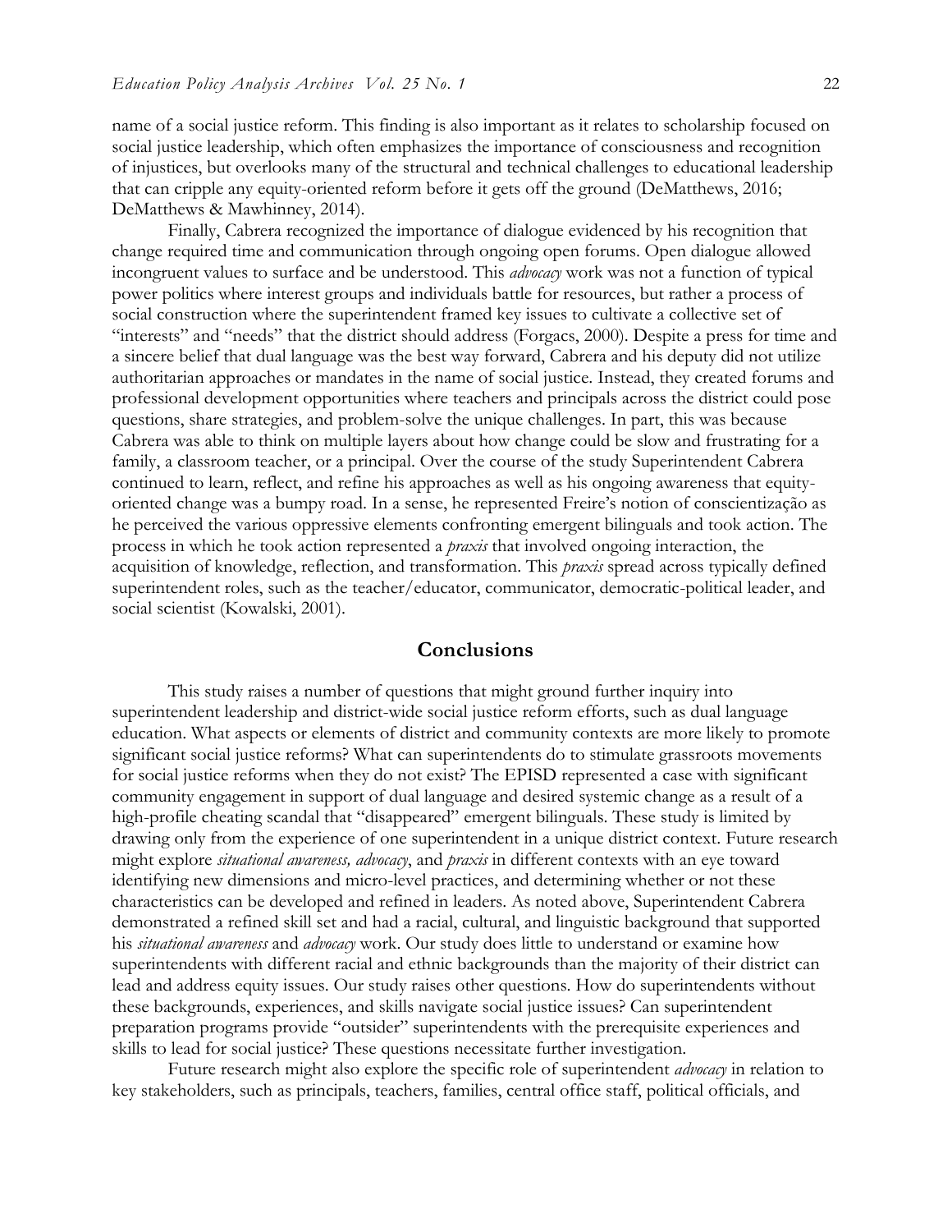name of a social justice reform. This finding is also important as it relates to scholarship focused on social justice leadership, which often emphasizes the importance of consciousness and recognition of injustices, but overlooks many of the structural and technical challenges to educational leadership that can cripple any equity-oriented reform before it gets off the ground (DeMatthews, 2016; DeMatthews & Mawhinney, 2014).

Finally, Cabrera recognized the importance of dialogue evidenced by his recognition that change required time and communication through ongoing open forums. Open dialogue allowed incongruent values to surface and be understood. This *advocacy* work was not a function of typical power politics where interest groups and individuals battle for resources, but rather a process of social construction where the superintendent framed key issues to cultivate a collective set of "interests" and "needs" that the district should address (Forgacs, 2000). Despite a press for time and a sincere belief that dual language was the best way forward, Cabrera and his deputy did not utilize authoritarian approaches or mandates in the name of social justice. Instead, they created forums and professional development opportunities where teachers and principals across the district could pose questions, share strategies, and problem-solve the unique challenges. In part, this was because Cabrera was able to think on multiple layers about how change could be slow and frustrating for a family, a classroom teacher, or a principal. Over the course of the study Superintendent Cabrera continued to learn, reflect, and refine his approaches as well as his ongoing awareness that equity-oriented change was a bumpy road. In a sense, he represented Freire's notion of conscientização as he perceived the various oppressive elements confronting emergent bilinguals and took action. The process in which he took action represented a *praxis* that involved ongoing interaction, the acquisition of knowledge, reflection, and transformation. This *praxis* spread across typically defined superintendent roles, such as the teacher/educator, communicator, democratic-political leader, and social scientist (Kowalski, 2001).

## Conclusions

This study raises a number of questions that might ground further inquiry into superintendent leadership and district-wide social justice reform efforts, such as dual language education. What aspects or elements of district and community contexts are more likely to promote significant social justice reforms? What can superintendents do to stimulate grassroots movements for social justice reforms when they do not exist? The EPISD represented a case with significant community engagement in support of dual language and desired systemic change as a result of a high-profile cheating scandal that "disappeared" emergent bilinguals. These study is limited by drawing only from the experience of one superintendent in a unique district context. Future research might explore *situational awareness, advocacy*, and *praxis* in different contexts with an eye toward identifying new dimensions and micro-level practices, and determining whether or not these characteristics can be developed and refined in leaders. As noted above, Superintendent Cabrera demonstrated a refined skill set and had a racial, cultural, and linguistic background that supported his *situational awareness* and *advocacy* work. Our study does little to understand or examine how superintendents with different racial and ethnic backgrounds than the majority of their district can lead and address equity issues. Our study raises other questions. How do superintendents without these backgrounds, experiences, and skills navigate social justice issues? Can superintendent preparation programs provide "outsider" superintendents with the prerequisite experiences and skills to lead for social justice? These questions necessitate further investigation.

Future research might also explore the specific role of superintendent *advocacy* in relation to key stakeholders, such as principals, teachers, families, central office staff, political officials, and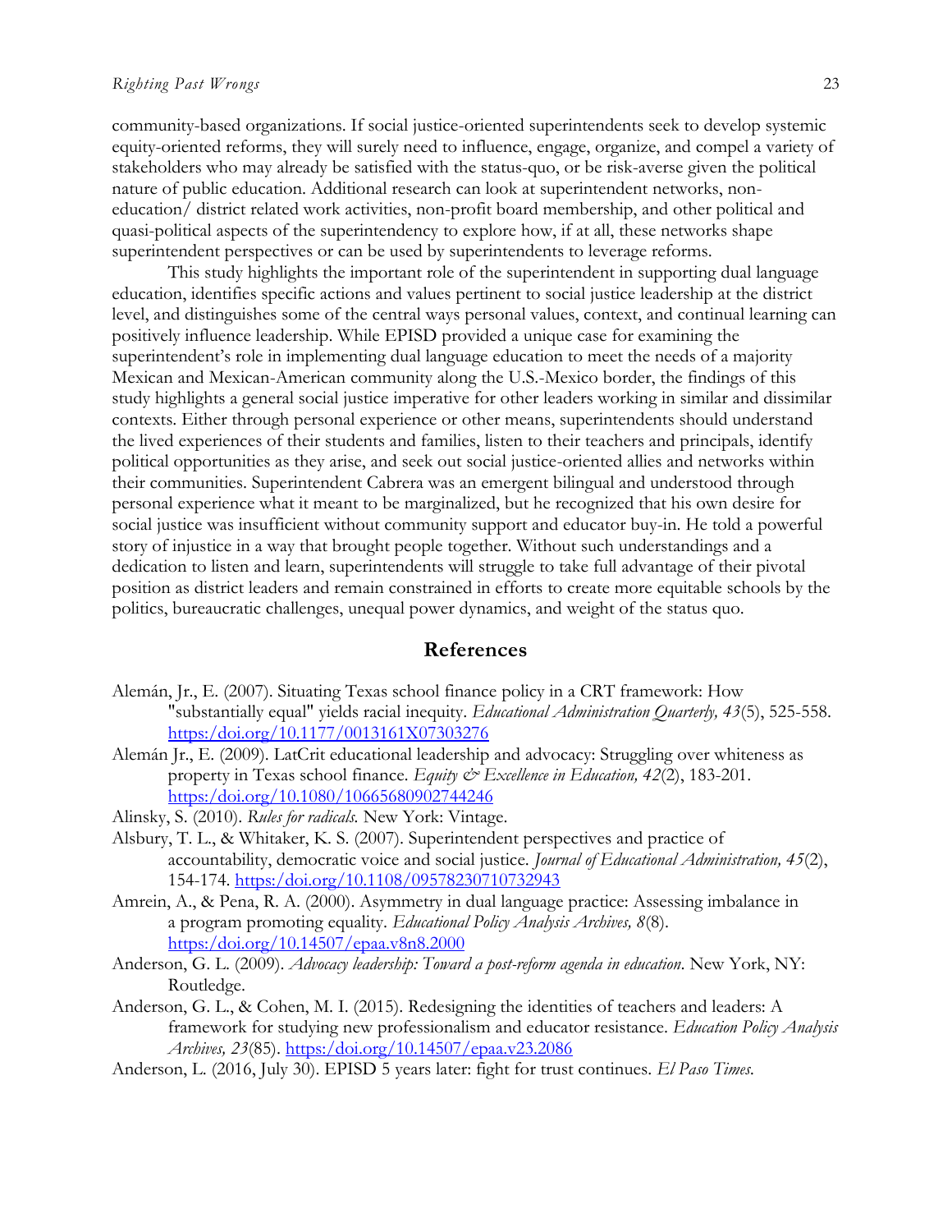community-based organizations. If social justice-oriented superintendents seek to develop systemic equity-oriented reforms, they will surely need to influence, engage, organize, and compel a variety of stakeholders who may already be satisfied with the status-quo, or be risk-averse given the political nature of public education. Additional research can look at superintendent networks, non-education/ district related work activities, non-profit board membership, and other political and quasi-political aspects of the superintendency to explore how, if at all, these networks shape superintendent perspectives or can be used by superintendents to leverage reforms.

This study highlights the important role of the superintendent in supporting dual language education, identifies specific actions and values pertinent to social justice leadership at the district level, and distinguishes some of the central ways personal values, context, and continual learning can positively influence leadership. While EPISD provided a unique case for examining the superintendent's role in implementing dual language education to meet the needs of a majority Mexican and Mexican-American community along the U.S.-Mexico border, the findings of this study highlights a general social justice imperative for other leaders working in similar and dissimilar contexts. Either through personal experience or other means, superintendents should understand the lived experiences of their students and families, listen to their teachers and principals, identify political opportunities as they arise, and seek out social justice-oriented allies and networks within their communities. Superintendent Cabrera was an emergent bilingual and understood through personal experience what it meant to be marginalized, but he recognized that his own desire for social justice was insufficient without community support and educator buy-in. He told a powerful story of injustice in a way that brought people together. Without such understandings and a dedication to listen and learn, superintendents will struggle to take full advantage of their pivotal position as district leaders and remain constrained in efforts to create more equitable schools by the politics, bureaucratic challenges, unequal power dynamics, and weight of the status quo.

## References

Alemán, Jr., E. (2007). Situating Texas school finance policy in a CRT framework: How "substantially equal" yields racial inequity. *Educational Administration Quarterly, 43*(5), 525-558. https://doi.org/10.1177/0013161X07303276

Alemán Jr., E. (2009). LatCrit educational leadership and advocacy: Struggling over whiteness as property in Texas school finance. *Equity & Excellence in Education, 42*(2), 183-201. https://doi.org/10.1080/10665680902744246

Alinsky, S. (2010). *Rules for radicals.* New York: Vintage.

Alsbury, T. L., & Whitaker, K. S. (2007). Superintendent perspectives and practice of accountability, democratic voice and social justice. *Journal of Educational Administration, 45*(2), 154-174. https://doi.org/10.1108/09578230710732943

Amrein, A., & Pena, R. A. (2000). Asymmetry in dual language practice: Assessing imbalance in a program promoting equality. *Educational Policy Analysis Archives, 8*(8). https://doi.org/10.14507/epaa.v8n8.2000

Anderson, G. L. (2009). *Advocacy leadership: Toward a post-reform agenda in education*. New York, NY: Routledge.

Anderson, G. L., & Cohen, M. I. (2015). Redesigning the identities of teachers and leaders: A framework for studying new professionalism and educator resistance. *Education Policy Analysis Archives, 23*(85). https://doi.org/10.14507/epaa.v23.2086

Anderson, L. (2016, July 30). EPISD 5 years later: fight for trust continues. *El Paso Times.*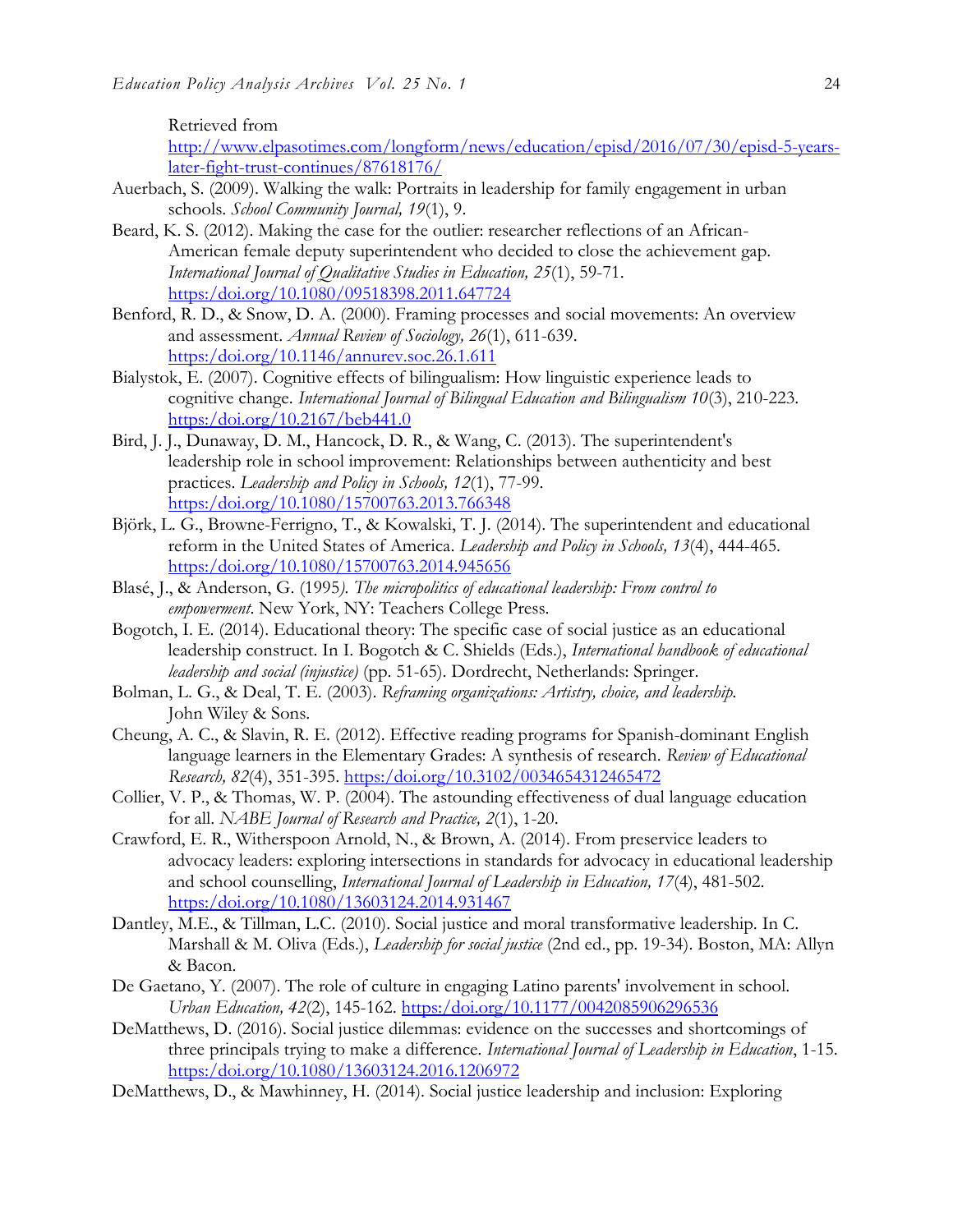Retrieved from [http://www.elpasotimes.com/longform/news/education/episd/2016/07/30/episd-5-years-later-fight-trust-continues/87618176/](http://www.elpasotimes.com/longform/news/education/episd/2016/07/30/episd-5-years-later-fight-trust-continues/87618176/)

Auerbach, S. (2009). Walking the walk: Portraits in leadership for family engagement in urban schools. *School Community Journal, 19*(1), 9.

Beard, K. S. (2012). Making the case for the outlier: researcher reflections of an African-American female deputy superintendent who decided to close the achievement gap. *International Journal of Qualitative Studies in Education, 25*(1), 59-71. [https:/doi.org/10.1080/09518398.2011.647724](https://doi.org/10.1080/09518398.2011.647724)

Benford, R. D., & Snow, D. A. (2000). Framing processes and social movements: An overview and assessment. *Annual Review of Sociology, 26*(1), 611-639. [https:/doi.org/10.1146/annurev.soc.26.1.611](https://doi.org/10.1146/annurev.soc.26.1.611)

Bialystok, E. (2007). Cognitive effects of bilingualism: How linguistic experience leads to cognitive change. *International Journal of Bilingual Education and Bilingualism 10*(3), 210-223. [https:/doi.org/10.2167/beb441.0](https://doi.org/10.2167/beb441.0)

Bird, J. J., Dunaway, D. M., Hancock, D. R., & Wang, C. (2013). The superintendent's leadership role in school improvement: Relationships between authenticity and best practices. *Leadership and Policy in Schools, 12*(1), 77-99. [https:/doi.org/10.1080/15700763.2013.766348](https://doi.org/10.1080/15700763.2013.766348)

Björk, L. G., Browne-Ferrigno, T., & Kowalski, T. J. (2014). The superintendent and educational reform in the United States of America. *Leadership and Policy in Schools, 13*(4), 444-465. [https:/doi.org/10.1080/15700763.2014.945656](https://doi.org/10.1080/15700763.2014.945656)

Blasé, J., & Anderson, G. (1995*). The micropolitics of educational leadership: From control to empowerment*. New York, NY: Teachers College Press.

Bogotch, I. E. (2014). Educational theory: The specific case of social justice as an educational leadership construct. In I. Bogotch & C. Shields (Eds.), *International handbook of educational leadership and social (injustice)* (pp. 51-65). Dordrecht, Netherlands: Springer.

Bolman, L. G., & Deal, T. E. (2003). *Reframing organizations: Artistry, choice, and leadership.* John Wiley & Sons.

Cheung, A. C., & Slavin, R. E. (2012). Effective reading programs for Spanish-dominant English language learners in the Elementary Grades: A synthesis of research. *Review of Educational Research, 82*(4), 351-395. [https:/doi.org/10.3102/0034654312465472](https://doi.org/10.3102/0034654312465472)

Collier, V. P., & Thomas, W. P. (2004). The astounding effectiveness of dual language education for all. *NABE Journal of Research and Practice, 2*(1), 1-20.

Crawford, E. R., Witherspoon Arnold, N., & Brown, A. (2014). From preservice leaders to advocacy leaders: exploring intersections in standards for advocacy in educational leadership and school counselling, *International Journal of Leadership in Education, 17*(4), 481-502. [https:/doi.org/10.1080/13603124.2014.931467](https://doi.org/10.1080/13603124.2014.931467)

Dantley, M.E., & Tillman, L.C. (2010). Social justice and moral transformative leadership. In C. Marshall & M. Oliva (Eds.), *Leadership for social justice* (2nd ed., pp. 19-34). Boston, MA: Allyn & Bacon.

De Gaetano, Y. (2007). The role of culture in engaging Latino parents' involvement in school. *Urban Education, 42*(2), 145-162. [https:/doi.org/10.1177/0042085906296536](https://doi.org/10.1177/0042085906296536)

DeMatthews, D. (2016). Social justice dilemmas: evidence on the successes and shortcomings of three principals trying to make a difference. *International Journal of Leadership in Education*, 1-15. [https:/doi.org/10.1080/13603124.2016.1206972](https://doi.org/10.1080/13603124.2016.1206972)

DeMatthews, D., & Mawhinney, H. (2014). Social justice leadership and inclusion: Exploring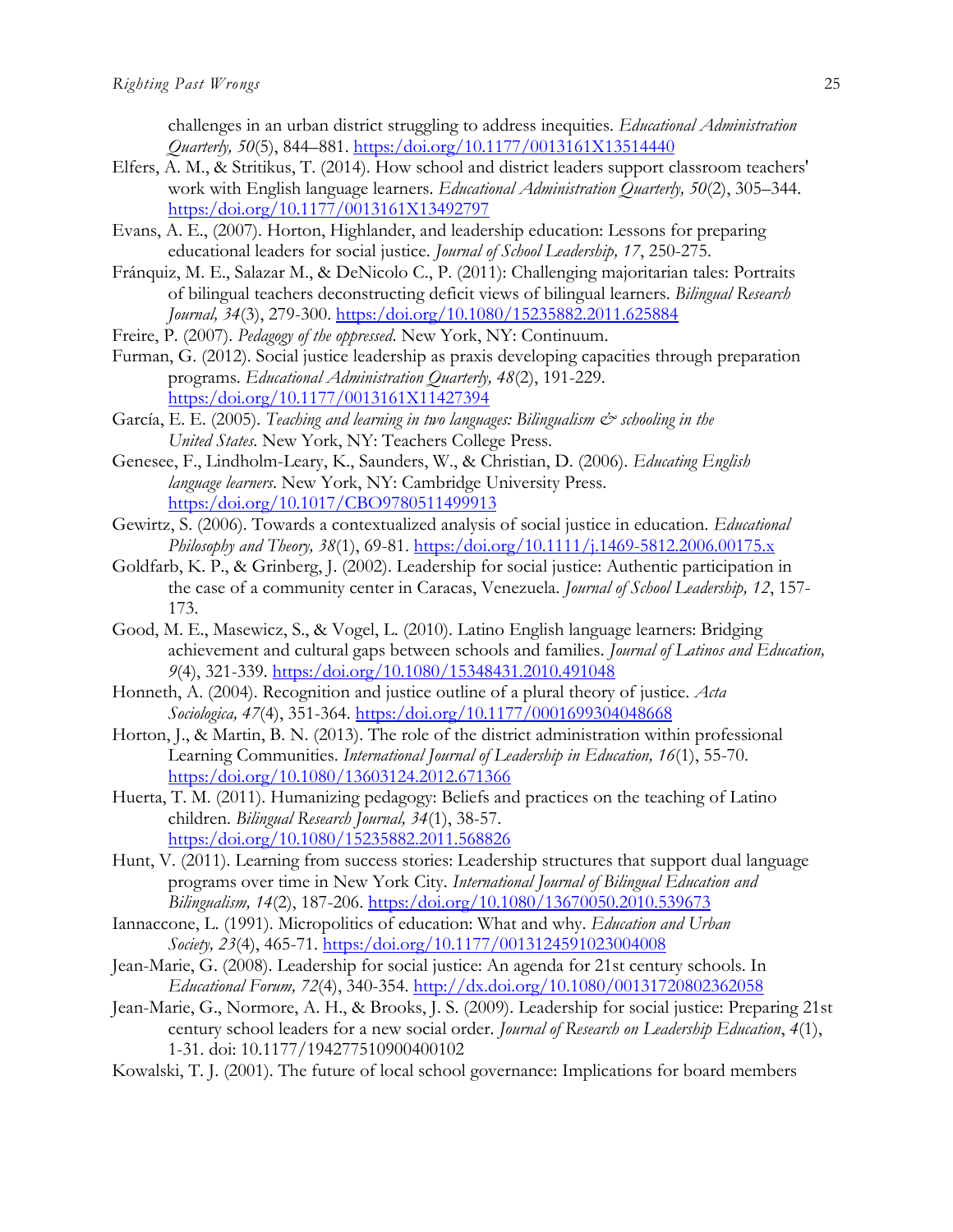challenges in an urban district struggling to address inequities. *Educational Administration Quarterly, 50*(5), 844–881. https:/doi.org/10.1177/0013161X13514440

Elfers, A. M., & Stritikus, T. (2014). How school and district leaders support classroom teachers' work with English language learners. *Educational Administration Quarterly, 50*(2), 305–344. https:/doi.org/10.1177/0013161X13492797

Evans, A. E., (2007). Horton, Highlander, and leadership education: Lessons for preparing educational leaders for social justice. *Journal of School Leadership, 17*, 250-275.

Fránquiz, M. E., Salazar M., & DeNicolo C., P. (2011): Challenging majoritarian tales: Portraits of bilingual teachers deconstructing deficit views of bilingual learners. *Bilingual Research Journal, 34*(3), 279-300. https:/doi.org/10.1080/15235882.2011.625884

Freire, P. (2007). *Pedagogy of the oppressed*. New York, NY: Continuum.

Furman, G. (2012). Social justice leadership as praxis developing capacities through preparation programs. *Educational Administration Quarterly, 48*(2), 191-229. https:/doi.org/10.1177/0013161X11427394

García, E. E. (2005). *Teaching and learning in two languages: Bilingualism & schooling in the United States*. New York, NY: Teachers College Press.

Genesee, F., Lindholm-Leary, K., Saunders, W., & Christian, D. (2006). *Educating English language learners*. New York, NY: Cambridge University Press. https:/doi.org/10.1017/CBO9780511499913

Gewirtz, S. (2006). Towards a contextualized analysis of social justice in education. *Educational Philosophy and Theory, 38*(1), 69-81. https:/doi.org/10.1111/j.1469-5812.2006.00175.x

Goldfarb, K. P., & Grinberg, J. (2002). Leadership for social justice: Authentic participation in the case of a community center in Caracas, Venezuela. *Journal of School Leadership, 12*, 157-173.

Good, M. E., Masewicz, S., & Vogel, L. (2010). Latino English language learners: Bridging achievement and cultural gaps between schools and families. *Journal of Latinos and Education, 9*(4), 321-339. https:/doi.org/10.1080/15348431.2010.491048

Honneth, A. (2004). Recognition and justice outline of a plural theory of justice. *Acta Sociologica, 47*(4), 351-364. https:/doi.org/10.1177/0001699304048668

Horton, J., & Martin, B. N. (2013). The role of the district administration within professional Learning Communities. *International Journal of Leadership in Education, 16*(1), 55-70. https:/doi.org/10.1080/13603124.2012.671366

Huerta, T. M. (2011). Humanizing pedagogy: Beliefs and practices on the teaching of Latino children. *Bilingual Research Journal, 34*(1), 38-57. https:/doi.org/10.1080/15235882.2011.568826

Hunt, V. (2011). Learning from success stories: Leadership structures that support dual language programs over time in New York City. *International Journal of Bilingual Education and Bilingualism, 14*(2), 187-206. https:/doi.org/10.1080/13670050.2010.539673

Iannaccone, L. (1991). Micropolitics of education: What and why. *Education and Urban Society, 23*(4), 465-71. https:/doi.org/10.1177/0013124591023004008

Jean-Marie, G. (2008). Leadership for social justice: An agenda for 21st century schools. In *Educational Forum, 72*(4), 340-354. http://dx.doi.org/10.1080/00131720802362058

Jean-Marie, G., Normore, A. H., & Brooks, J. S. (2009). Leadership for social justice: Preparing 21st century school leaders for a new social order. *Journal of Research on Leadership Education*, *4*(1), 1-31. doi: 10.1177/194277510900400102

Kowalski, T. J. (2001). The future of local school governance: Implications for board members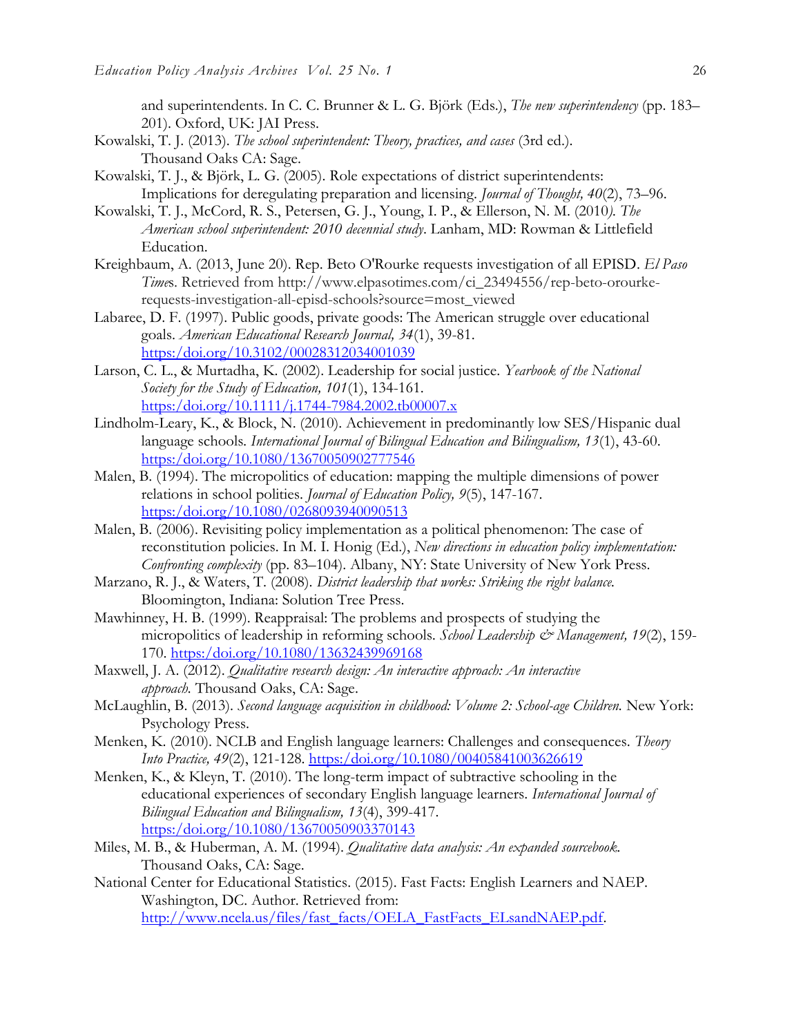and superintendents. In C. C. Brunner & L. G. Björk (Eds.), *The new superintendency* (pp. 183–201). Oxford, UK: JAI Press.

Kowalski, T. J. (2013). *The school superintendent: Theory, practices, and cases* (3rd ed.). Thousand Oaks CA: Sage.

Kowalski, T. J., & Björk, L. G. (2005). Role expectations of district superintendents: Implications for deregulating preparation and licensing. *Journal of Thought, 40*(2), 73–96.

Kowalski, T. J., McCord, R. S., Petersen, G. J., Young, I. P., & Ellerson, N. M. (2010). *The American school superintendent: 2010 decennial study*. Lanham, MD: Rowman & Littlefield Education.

Kreighbaum, A. (2013, June 20). Rep. Beto O'Rourke requests investigation of all EPISD. *El Paso Times*. Retrieved from http://www.elpasotimes.com/ci_23494556/rep-beto-orourke-requests-investigation-all-episd-schools?source=most_viewed

Labaree, D. F. (1997). Public goods, private goods: The American struggle over educational goals. *American Educational Research Journal, 34*(1), 39-81. https://doi.org/10.3102/00028312034001039

Larson, C. L., & Murtadha, K. (2002). Leadership for social justice. *Yearbook of the National Society for the Study of Education, 101*(1), 134-161. https://doi.org/10.1111/j.1744-7984.2002.tb00007.x

Lindholm-Leary, K., & Block, N. (2010). Achievement in predominantly low SES/Hispanic dual language schools. *International Journal of Bilingual Education and Bilingualism, 13*(1), 43-60. https://doi.org/10.1080/13670050902777546

Malen, B. (1994). The micropolitics of education: mapping the multiple dimensions of power relations in school polities. *Journal of Education Policy, 9*(5), 147-167. https://doi.org/10.1080/0268093940090513

Malen, B. (2006). Revisiting policy implementation as a political phenomenon: The case of reconstitution policies. In M. I. Honig (Ed.), *New directions in education policy implementation: Confronting complexity* (pp. 83–104). Albany, NY: State University of New York Press.

Marzano, R. J., & Waters, T. (2008). *District leadership that works: Striking the right balance.* Bloomington, Indiana: Solution Tree Press.

Mawhinney, H. B. (1999). Reappraisal: The problems and prospects of studying the micropolitics of leadership in reforming schools. *School Leadership & Management, 19*(2), 159-170. https://doi.org/10.1080/13632439969168

Maxwell, J. A. (2012). *Qualitative research design: An interactive approach: An interactive approach.* Thousand Oaks, CA: Sage.

McLaughlin, B. (2013). *Second language acquisition in childhood: Volume 2: School-age Children.* New York: Psychology Press.

Menken, K. (2010). NCLB and English language learners: Challenges and consequences. *Theory Into Practice, 49*(2), 121-128. https://doi.org/10.1080/00405841003626619

Menken, K., & Kleyn, T. (2010). The long-term impact of subtractive schooling in the educational experiences of secondary English language learners. *International Journal of Bilingual Education and Bilingualism, 13*(4), 399-417. https://doi.org/10.1080/13670050903370143

Miles, M. B., & Huberman, A. M. (1994). *Qualitative data analysis: An expanded sourcebook.* Thousand Oaks, CA: Sage.

National Center for Educational Statistics. (2015). Fast Facts: English Learners and NAEP. Washington, DC. Author. Retrieved from: http://www.ncela.us/files/fast_facts/OELA_FastFacts_ELsandNAEP.pdf.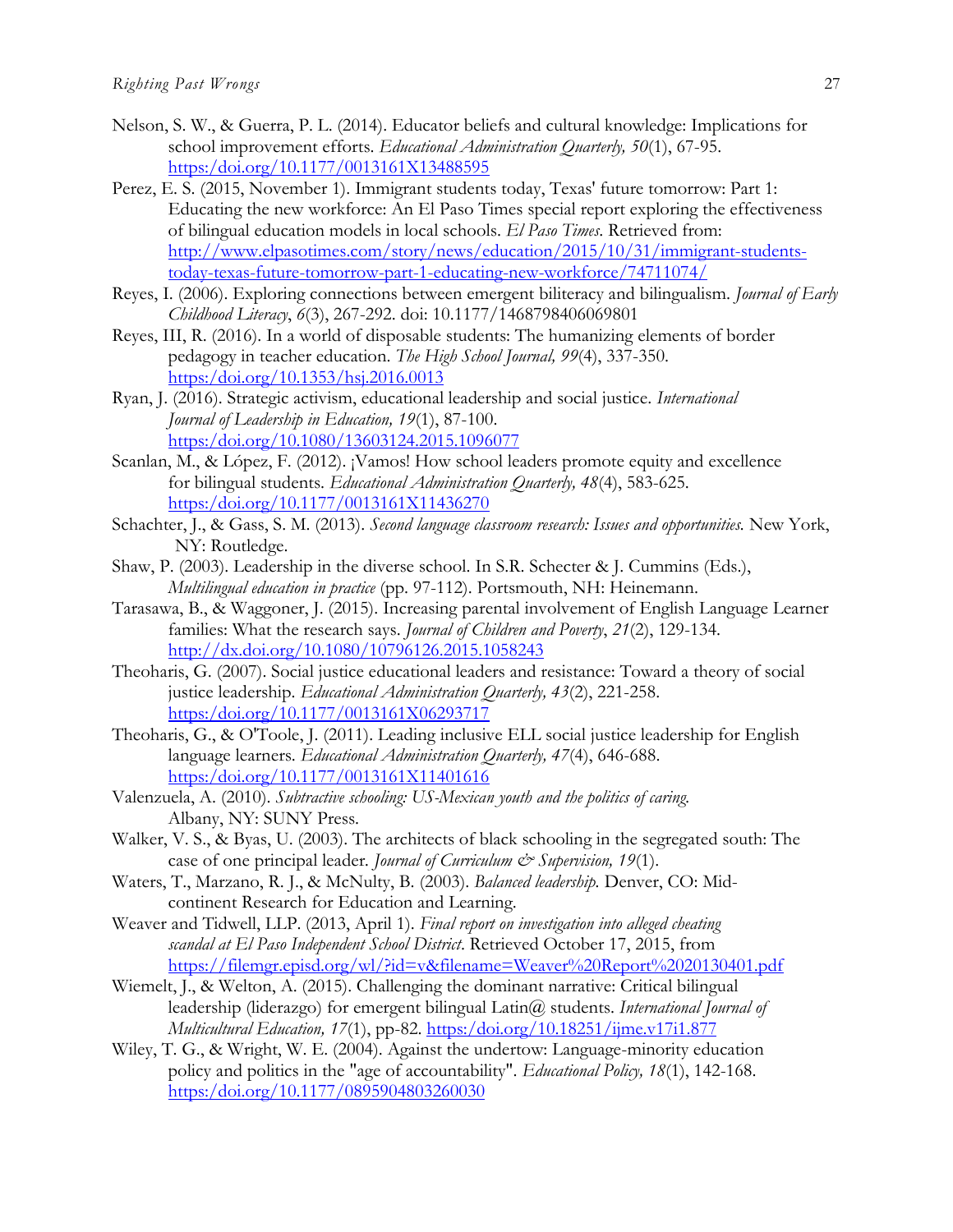Nelson, S. W., & Guerra, P. L. (2014). Educator beliefs and cultural knowledge: Implications for school improvement efforts. *Educational Administration Quarterly, 50*(1), 67-95. https:/doi.org/10.1177/0013161X13488595

Perez, E. S. (2015, November 1). Immigrant students today, Texas' future tomorrow: Part 1: Educating the new workforce: An El Paso Times special report exploring the effectiveness of bilingual education models in local schools. *El Paso Times*. Retrieved from: http://www.elpasotimes.com/story/news/education/2015/10/31/immigrant-students-today-texas-future-tomorrow-part-1-educating-new-workforce/74711074/

Reyes, I. (2006). Exploring connections between emergent biliteracy and bilingualism. *Journal of Early Childhood Literacy*, *6*(3), 267-292. doi: 10.1177/1468798406069801

Reyes, III, R. (2016). In a world of disposable students: The humanizing elements of border pedagogy in teacher education. *The High School Journal, 99*(4), 337-350. https:/doi.org/10.1353/hsj.2016.0013

Ryan, J. (2016). Strategic activism, educational leadership and social justice. *International Journal of Leadership in Education, 19*(1), 87-100. https:/doi.org/10.1080/13603124.2015.1096077

Scanlan, M., & López, F. (2012). ¡Vamos! How school leaders promote equity and excellence for bilingual students. *Educational Administration Quarterly, 48*(4), 583-625. https:/doi.org/10.1177/0013161X11436270

Schachter, J., & Gass, S. M. (2013). *Second language classroom research: Issues and opportunities.* New York, NY: Routledge.

Shaw, P. (2003). Leadership in the diverse school. In S.R. Schecter & J. Cummins (Eds.), *Multilingual education in practice* (pp. 97-112). Portsmouth, NH: Heinemann.

Tarasawa, B., & Waggoner, J. (2015). Increasing parental involvement of English Language Learner families: What the research says. *Journal of Children and Poverty*, *21*(2), 129-134. http://dx.doi.org/10.1080/10796126.2015.1058243

Theoharis, G. (2007). Social justice educational leaders and resistance: Toward a theory of social justice leadership. *Educational Administration Quarterly, 43*(2), 221-258. https:/doi.org/10.1177/0013161X06293717

Theoharis, G., & O'Toole, J. (2011). Leading inclusive ELL social justice leadership for English language learners. *Educational Administration Quarterly, 47*(4), 646-688. https:/doi.org/10.1177/0013161X11401616

Valenzuela, A. (2010). *Subtractive schooling: US-Mexican youth and the politics of caring.* Albany, NY: SUNY Press.

Walker, V. S., & Byas, U. (2003). The architects of black schooling in the segregated south: The case of one principal leader. *Journal of Curriculum & Supervision, 19*(1).

Waters, T., Marzano, R. J., & McNulty, B. (2003). *Balanced leadership.* Denver, CO: Mid-continent Research for Education and Learning.

Weaver and Tidwell, LLP. (2013, April 1). *Final report on investigation into alleged cheating scandal at El Paso Independent School District*. Retrieved October 17, 2015, from https://filemgr.episd.org/wl/?id=v&filename=Weaver%20Report%2020130401.pdf

Wiemelt, J., & Welton, A. (2015). Challenging the dominant narrative: Critical bilingual leadership (liderazgo) for emergent bilingual Latin@ students. *International Journal of Multicultural Education, 17*(1), pp-82. https:/doi.org/10.18251/ijme.v17i1.877

Wiley, T. G., & Wright, W. E. (2004). Against the undertow: Language-minority education policy and politics in the "age of accountability". *Educational Policy, 18*(1), 142-168. https:/doi.org/10.1177/0895904803260030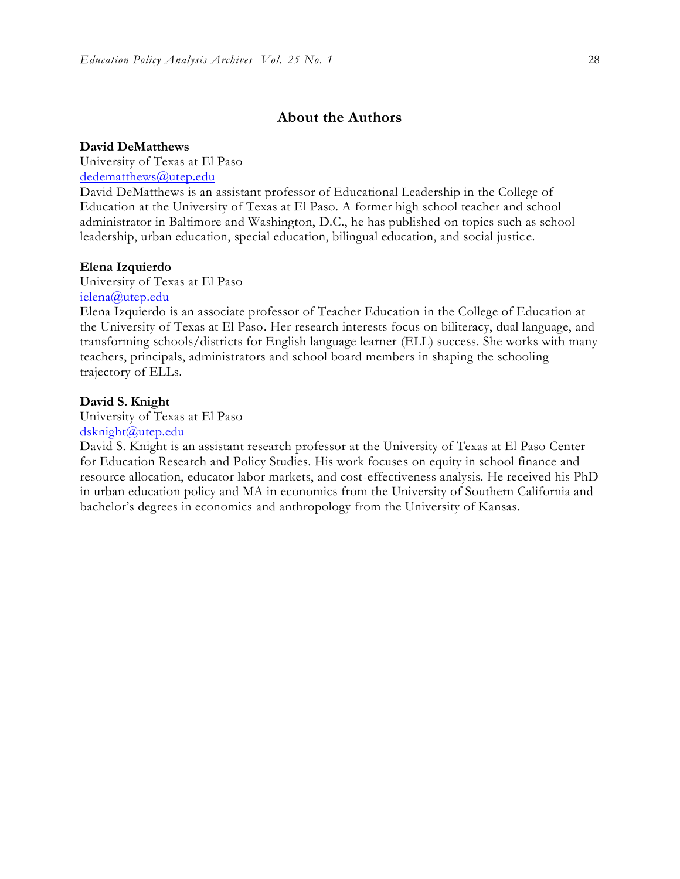## About the Authors

**David DeMatthews**
University of Texas at El Paso
dedematthews@utep.edu
David DeMatthews is an assistant professor of Educational Leadership in the College of Education at the University of Texas at El Paso. A former high school teacher and school administrator in Baltimore and Washington, D.C., he has published on topics such as school leadership, urban education, special education, bilingual education, and social justice.

**Elena Izquierdo**
University of Texas at El Paso
ielena@utep.edu
Elena Izquierdo is an associate professor of Teacher Education in the College of Education at the University of Texas at El Paso. Her research interests focus on biliteracy, dual language, and transforming schools/districts for English language learner (ELL) success. She works with many teachers, principals, administrators and school board members in shaping the schooling trajectory of ELLs.

**David S. Knight**
University of Texas at El Paso
dsknight@utep.edu
David S. Knight is an assistant research professor at the University of Texas at El Paso Center for Education Research and Policy Studies. His work focuses on equity in school finance and resource allocation, educator labor markets, and cost-effectiveness analysis. He received his PhD in urban education policy and MA in economics from the University of Southern California and bachelor's degrees in economics and anthropology from the University of Kansas.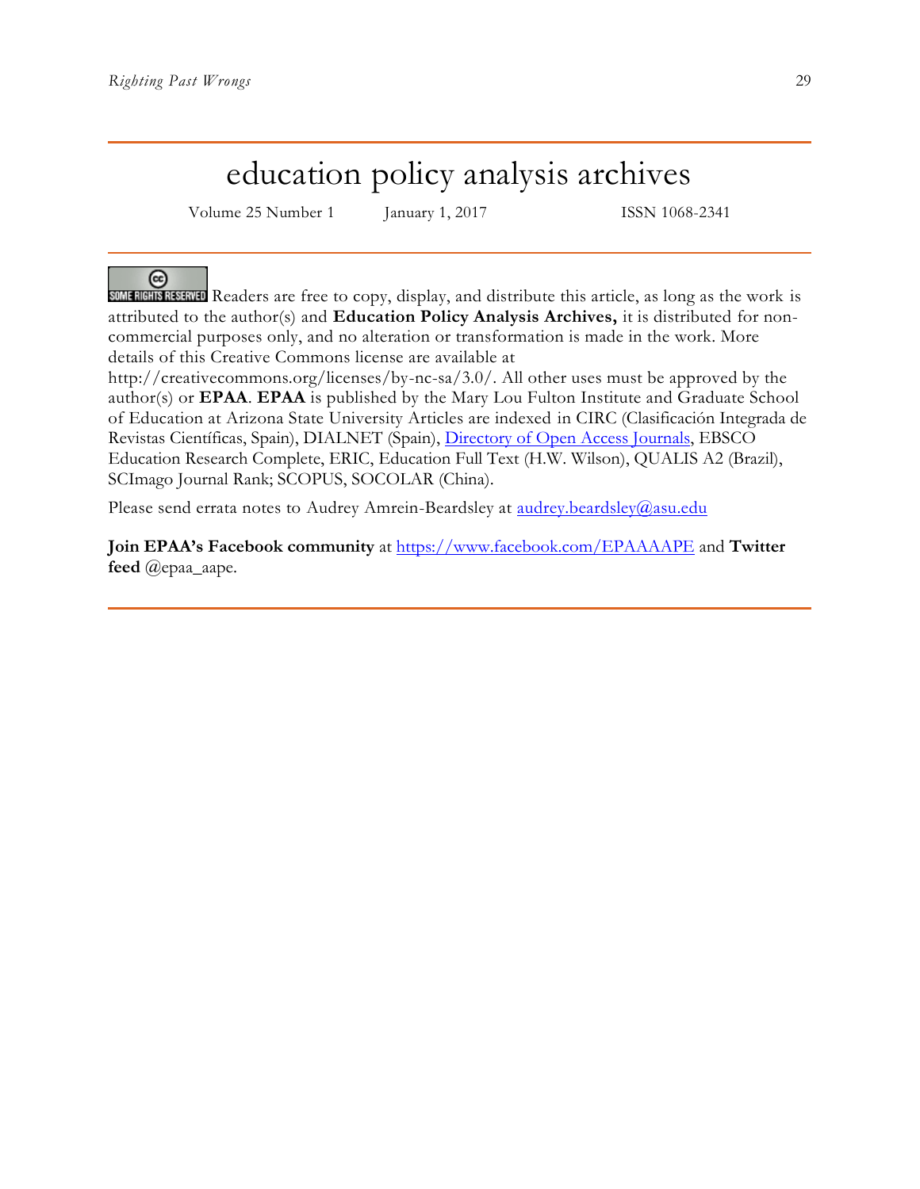# education policy analysis archives

Volume 25 Number 1 January 1, 2017 ISSN 1068-2341

SOME RIGHTS RESERVED Readers are free to copy, display, and distribute this article, as long as the work is attributed to the author(s) and **Education Policy Analysis Archives,** it is distributed for non-commercial purposes only, and no alteration or transformation is made in the work. More details of this Creative Commons license are available at http://creativecommons.org/licenses/by-nc-sa/3.0/. All other uses must be approved by the author(s) or **EPAA**. **EPAA** is published by the Mary Lou Fulton Institute and Graduate School of Education at Arizona State University Articles are indexed in CIRC (Clasificación Integrada de Revistas Científicas, Spain), DIALNET (Spain), Directory of Open Access Journals, EBSCO Education Research Complete, ERIC, Education Full Text (H.W. Wilson), QUALIS A2 (Brazil), SCImago Journal Rank; SCOPUS, SOCOLAR (China).

Please send errata notes to Audrey Amrein-Beardsley at audrey.beardsley@asu.edu

**Join EPAA's Facebook community** at https://www.facebook.com/EPAAAAPE and **Twitter feed** @epaa_aape.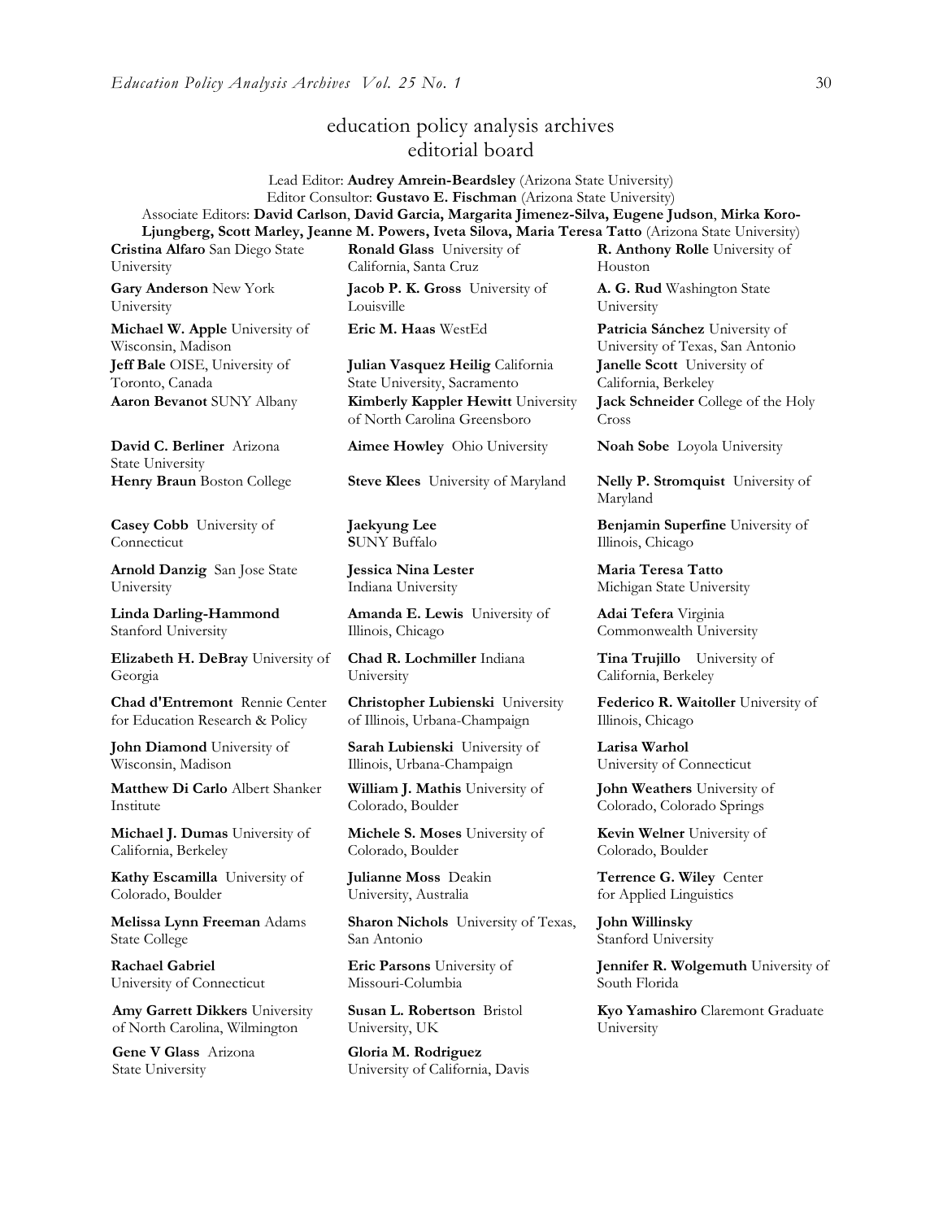# education policy analysis archives
## editorial board

Lead Editor: **Audrey Amrein-Beardsley** (Arizona State University)
Editor Consultor: **Gustavo E. Fischman** (Arizona State University)
Associate Editors: **David Carlson**, **David Garcia, Margarita Jimenez-Silva, Eugene Judson**, **Mirka Koro-Ljungberg, Scott Marley, Jeanne M. Powers, Iveta Silova, Maria Teresa Tatto** (Arizona State University)

**Cristina Alfaro** San Diego State University

**Gary Anderson** New York University

**Michael W. Apple** University of Wisconsin, Madison

**Jeff Bale** OISE, University of Toronto, Canada

**Aaron Bevanot** SUNY Albany

**David C. Berliner** Arizona State University

**Henry Braun** Boston College

**Casey Cobb** University of Connecticut

**Arnold Danzig** San Jose State University

**Linda Darling-Hammond** Stanford University

**Elizabeth H. DeBray** University of Georgia

**Chad d'Entremont** Rennie Center for Education Research & Policy

**John Diamond** University of Wisconsin, Madison

**Matthew Di Carlo** Albert Shanker Institute

**Michael J. Dumas** University of California, Berkeley

**Kathy Escamilla** University of Colorado, Boulder

**Melissa Lynn Freeman** Adams State College

**Rachael Gabriel** University of Connecticut

**Amy Garrett Dikkers** University of North Carolina, Wilmington

**Gene V Glass** Arizona State University

**Ronald Glass** University of California, Santa Cruz

**Jacob P. K. Gross** University of Louisville

**Eric M. Haas** WestEd

**Julian Vasquez Heilig** California State University, Sacramento

**Kimberly Kappler Hewitt** University of North Carolina Greensboro

**Aimee Howley** Ohio University

**Steve Klees** University of Maryland

**Jaekyung Lee** **S**UNY Buffalo

**Jessica Nina Lester** Indiana University

**Amanda E. Lewis** University of Illinois, Chicago

**Chad R. Lochmiller** Indiana University

**Christopher Lubienski** University of Illinois, Urbana-Champaign

**Sarah Lubienski** University of Illinois, Urbana-Champaign

**William J. Mathis** University of Colorado, Boulder

**Michele S. Moses** University of Colorado, Boulder

**Julianne Moss** Deakin University, Australia

**Sharon Nichols** University of Texas, San Antonio

**Eric Parsons** University of Missouri-Columbia

**Susan L. Robertson** Bristol University, UK

**Gloria M. Rodriguez** University of California, Davis

**R. Anthony Rolle** University of Houston

**A. G. Rud** Washington State University

**Patricia Sánchez** University of University of Texas, San Antonio

**Janelle Scott** University of California, Berkeley

**Jack Schneider** College of the Holy Cross

**Noah Sobe** Loyola University

**Nelly P. Stromquist** University of Maryland

**Benjamin Superfine** University of Illinois, Chicago

**Maria Teresa Tatto** Michigan State University

**Adai Tefera** Virginia Commonwealth University

**Tina Trujillo** University of California, Berkeley

**Federico R. Waitoller** University of Illinois, Chicago

**Larisa Warhol** University of Connecticut

**John Weathers** University of Colorado, Colorado Springs

**Kevin Welner** University of Colorado, Boulder

**Terrence G. Wiley** Center for Applied Linguistics

**John Willinsky** Stanford University

**Jennifer R. Wolgemuth** University of South Florida

**Kyo Yamashiro** Claremont Graduate University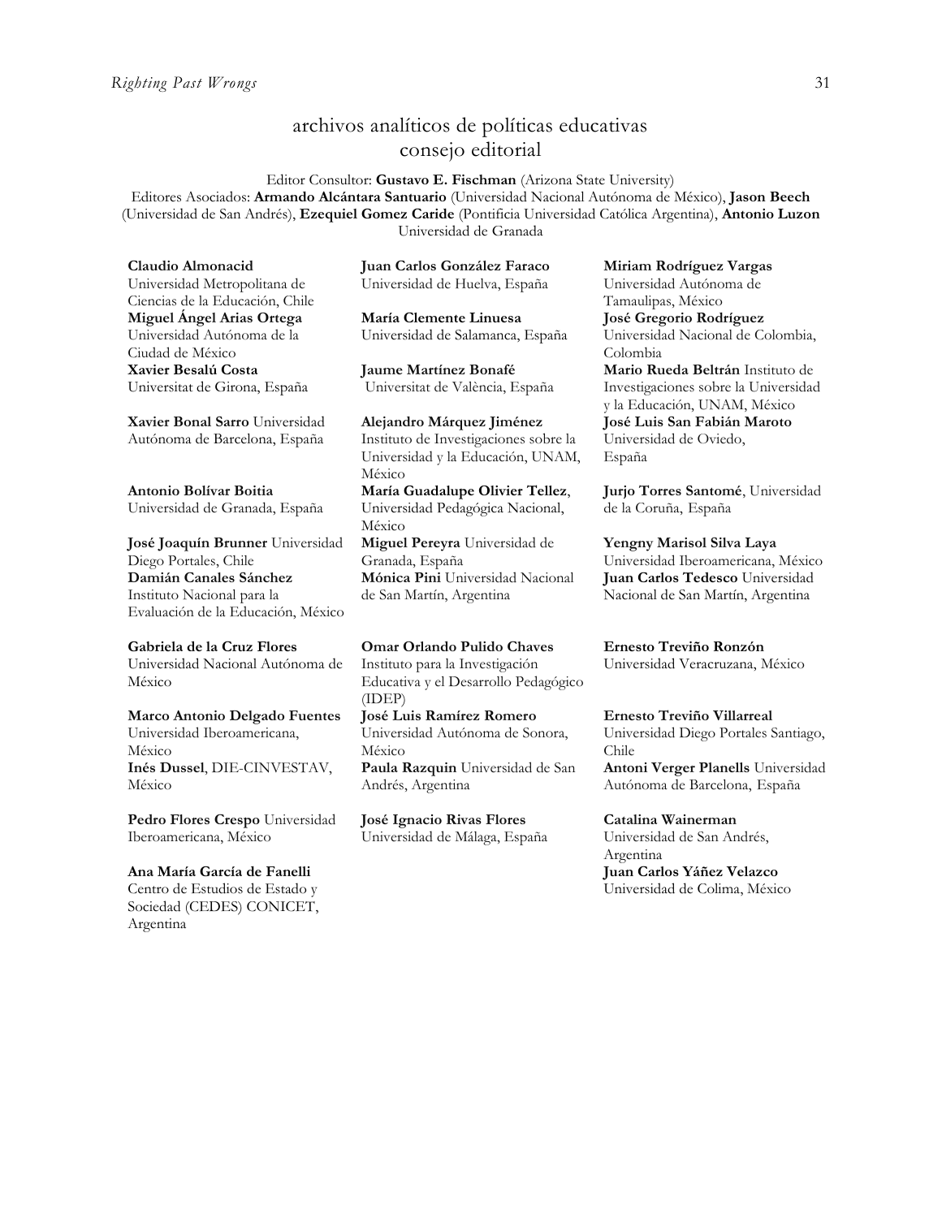## archivos analíticos de políticas educativas
## consejo editorial

Editor Consultor: **Gustavo E. Fischman** (Arizona State University)
Editores Asociados: **Armando Alcántara Santuario** (Universidad Nacional Autónoma de México), **Jason Beech** (Universidad de San Andrés), **Ezequiel Gomez Caride** (Pontificia Universidad Católica Argentina), **Antonio Luzon** Universidad de Granada

**Claudio Almonacid**
Universidad Metropolitana de Ciencias de la Educación, Chile

**Miguel Ángel Arias Ortega**
Universidad Autónoma de la Ciudad de México

**Xavier Besalú Costa**
Universitat de Girona, España

**Xavier Bonal Sarro** Universidad Autónoma de Barcelona, España

**Antonio Bolívar Boitia**
Universidad de Granada, España

**José Joaquín Brunner** Universidad Diego Portales, Chile

**Damián Canales Sánchez**
Instituto Nacional para la Evaluación de la Educación, México

**Gabriela de la Cruz Flores**
Universidad Nacional Autónoma de México

**Marco Antonio Delgado Fuentes**
Universidad Iberoamericana, México

**Inés Dussel**, DIE-CINVESTAV, México

**Pedro Flores Crespo** Universidad Iberoamericana, México

**Ana María García de Fanelli**
Centro de Estudios de Estado y Sociedad (CEDES) CONICET, Argentina

**Juan Carlos González Faraco**
Universidad de Huelva, España

**María Clemente Linuesa**
Universidad de Salamanca, España

**Jaume Martínez Bonafé**
Universitat de València, España

**Alejandro Márquez Jiménez**
Instituto de Investigaciones sobre la Universidad y la Educación, UNAM, México

**María Guadalupe Olivier Tellez**, Universidad Pedagógica Nacional, México

**Miguel Pereyra** Universidad de Granada, España

**Mónica Pini** Universidad Nacional de San Martín, Argentina

**Omar Orlando Pulido Chaves**
Instituto para la Investigación Educativa y el Desarrollo Pedagógico (IDEP)

**José Luis Ramírez Romero**
Universidad Autónoma de Sonora, México

**Paula Razquin** Universidad de San Andrés, Argentina

**José Ignacio Rivas Flores**
Universidad de Málaga, España

**Miriam Rodríguez Vargas**
Universidad Autónoma de Tamaulipas, México

**José Gregorio Rodríguez**
Universidad Nacional de Colombia, Colombia

**Mario Rueda Beltrán** Instituto de Investigaciones sobre la Universidad y la Educación, UNAM, México

**José Luis San Fabián Maroto**
Universidad de Oviedo, España

**Jurjo Torres Santomé**, Universidad de la Coruña, España

**Yengny Marisol Silva Laya**
Universidad Iberoamericana, México

**Juan Carlos Tedesco** Universidad Nacional de San Martín, Argentina

**Ernesto Treviño Ronzón**
Universidad Veracruzana, México

**Ernesto Treviño Villarreal**
Universidad Diego Portales Santiago, Chile

**Antoni Verger Planells** Universidad Autónoma de Barcelona, España

**Catalina Wainerman**
Universidad de San Andrés, Argentina

**Juan Carlos Yáñez Velazco**
Universidad de Colima, México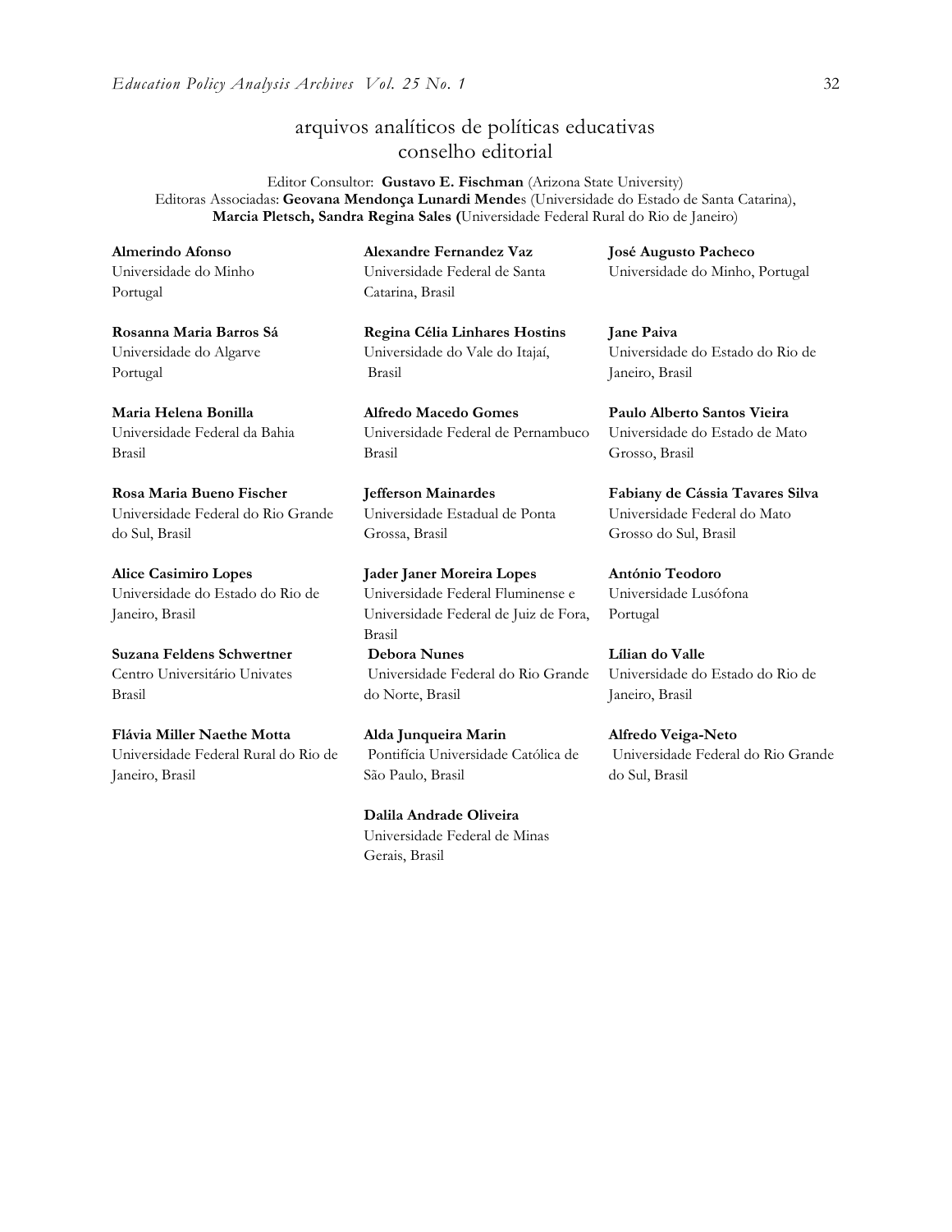# arquivos analíticos de políticas educativas
## conselho editorial

Editor Consultor: **Gustavo E. Fischman** (Arizona State University)
Editoras Associadas: **Geovana Mendonça Lunardi Mende**s (Universidade do Estado de Santa Catarina),
**Marcia Pletsch, Sandra Regina Sales (**Universidade Federal Rural do Rio de Janeiro)

**Almerindo Afonso**
Universidade do Minho
Portugal

**Rosanna Maria Barros Sá**
Universidade do Algarve
Portugal

**Maria Helena Bonilla**
Universidade Federal da Bahia
Brasil

**Rosa Maria Bueno Fischer**
Universidade Federal do Rio Grande do Sul, Brasil

**Alice Casimiro Lopes**
Universidade do Estado do Rio de Janeiro, Brasil

**Suzana Feldens Schwertner**
Centro Universitário Univates
Brasil

**Flávia Miller Naethe Motta**
Universidade Federal Rural do Rio de Janeiro, Brasil

**Alexandre Fernandez Vaz**
Universidade Federal de Santa Catarina, Brasil

**Regina Célia Linhares Hostins**
Universidade do Vale do Itajaí, Brasil

**Alfredo Macedo Gomes**
Universidade Federal de Pernambuco
Brasil

**Jefferson Mainardes**
Universidade Estadual de Ponta Grossa, Brasil

**Jader Janer Moreira Lopes**
Universidade Federal Fluminense e Universidade Federal de Juiz de Fora, Brasil

**Debora Nunes**
Universidade Federal do Rio Grande do Norte, Brasil

**Alda Junqueira Marin**
Pontifícia Universidade Católica de São Paulo, Brasil

**Dalila Andrade Oliveira**
Universidade Federal de Minas Gerais, Brasil

**José Augusto Pacheco**
Universidade do Minho, Portugal

**Jane Paiva**
Universidade do Estado do Rio de Janeiro, Brasil

**Paulo Alberto Santos Vieira**
Universidade do Estado de Mato Grosso, Brasil

**Fabiany de Cássia Tavares Silva**
Universidade Federal do Mato Grosso do Sul, Brasil

**António Teodoro**
Universidade Lusófona
Portugal

**Lílian do Valle**
Universidade do Estado do Rio de Janeiro, Brasil

**Alfredo Veiga-Neto**
Universidade Federal do Rio Grande do Sul, Brasil